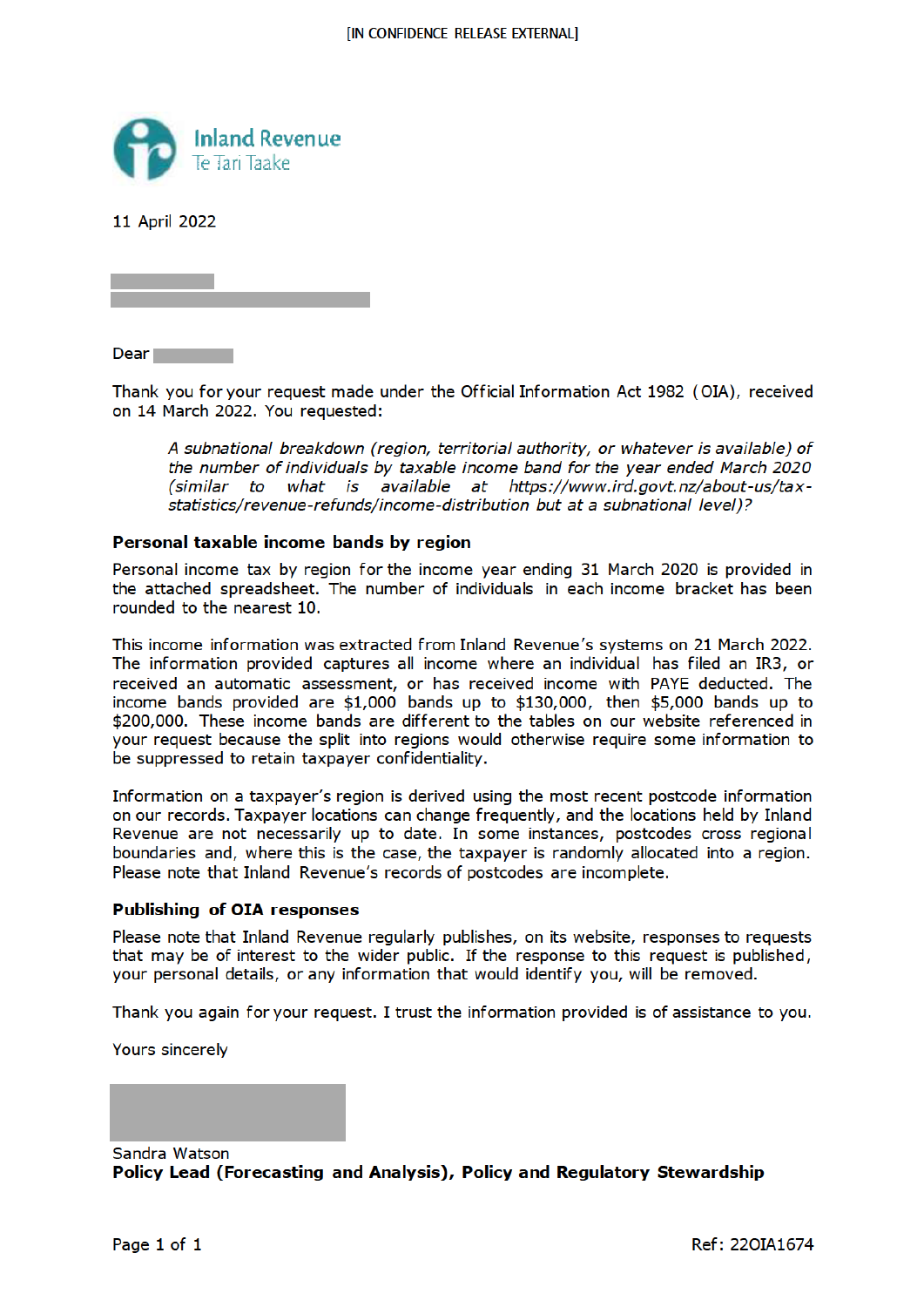[IN CONFIDENCE RELEASE EXTERNAL]

Inland Revenue
Te Tari Taake

11 April 2022

Dear

Thank you for your request made under the Official Information Act 1982 (OIA), received on 14 March 2022. You requested:

> *A subnational breakdown (region, territorial authority, or whatever is available) of the number of individuals by taxable income band for the year ended March 2020 (similar to what is available at https://www.ird.govt.nz/about-us/tax-statistics/revenue-refunds/income-distribution but at a subnational level)?*

**Personal taxable income bands by region**

Personal income tax by region for the income year ending 31 March 2020 is provided in the attached spreadsheet. The number of individuals in each income bracket has been rounded to the nearest 10.

This income information was extracted from Inland Revenue's systems on 21 March 2022. The information provided captures all income where an individual has filed an IR3, or received an automatic assessment, or has received income with PAYE deducted. The income bands provided are $1,000 bands up to $130,000, then $5,000 bands up to $200,000. These income bands are different to the tables on our website referenced in your request because the split into regions would otherwise require some information to be suppressed to retain taxpayer confidentiality.

Information on a taxpayer's region is derived using the most recent postcode information on our records. Taxpayer locations can change frequently, and the locations held by Inland Revenue are not necessarily up to date. In some instances, postcodes cross regional boundaries and, where this is the case, the taxpayer is randomly allocated into a region. Please note that Inland Revenue's records of postcodes are incomplete.

**Publishing of OIA responses**

Please note that Inland Revenue regularly publishes, on its website, responses to requests that may be of interest to the wider public. If the response to this request is published, your personal details, or any information that would identify you, will be removed.

Thank you again for your request. I trust the information provided is of assistance to you.

Yours sincerely

Sandra Watson
**Policy Lead (Forecasting and Analysis), Policy and Regulatory Stewardship**

Ref: 22OIA1674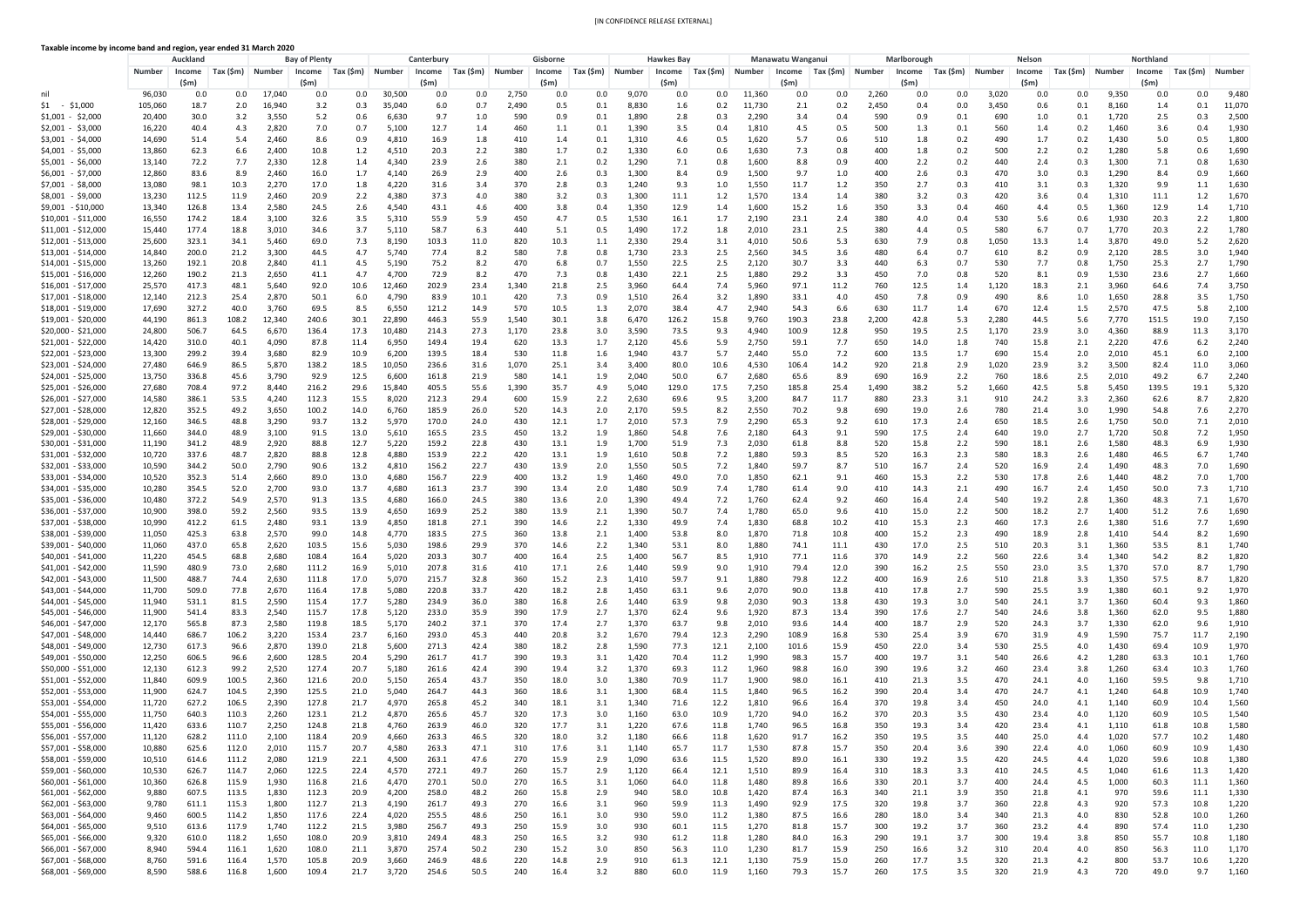[IN CONFIDENCE RELEASE EXTERNAL]

**Taxable income by income band and region, year ended 31 March 2020**

| | Auckland | | | Bay of Plenty | | | Canterbury | | | Gisborne | | | Hawkes Bay | | | Manawatu Wanganui | | | Marlborough | | | Nelson | | | Northland | | | |
|---|---|---|---|---|---|---|---|---|---|---|---|---|---|---|---|---|---|---|---|---|---|---|---|---|---|---|---|---|
| | Number | Income ($m) | Tax ($m) | Number | Income ($m) | Tax ($m) | Number | Income ($m) | Tax ($m) | Number | Income ($m) | Tax ($m) | Number | Income ($m) | Tax ($m) | Number | Income ($m) | Tax ($m) | Number | Income ($m) | Tax ($m) | Number | Income ($m) | Tax ($m) | Number | Income ($m) | Tax ($m) | Number |
| nil | 96,030 | 0.0 | 0.0 | 17,040 | 0.0 | 0.0 | 30,500 | 0.0 | 0.0 | 2,750 | 0.0 | 0.0 | 9,070 | 0.0 | 0.0 | 11,360 | 0.0 | 0.0 | 2,260 | 0.0 | 0.0 | 3,020 | 0.0 | 0.0 | 9,350 | 0.0 | 0.0 | 9,480 |
| $1 - $1,000 | 105,060 | 18.7 | 2.0 | 16,940 | 3.2 | 0.3 | 35,040 | 6.0 | 0.7 | 2,490 | 0.5 | 0.1 | 8,830 | 1.6 | 0.2 | 11,730 | 2.1 | 0.2 | 2,450 | 0.4 | 0.0 | 3,450 | 0.6 | 0.1 | 8,160 | 1.4 | 0.1 | 11,070 |
| $1,001 - $2,000 | 20,400 | 30.0 | 3.2 | 3,550 | 5.2 | 0.6 | 6,630 | 9.7 | 1.0 | 590 | 0.9 | 0.1 | 1,890 | 2.8 | 0.3 | 2,290 | 3.4 | 0.4 | 590 | 0.9 | 0.1 | 690 | 1.0 | 0.1 | 1,720 | 2.5 | 0.3 | 2,500 |
| $2,001 - $3,000 | 16,220 | 40.4 | 4.3 | 2,820 | 7.0 | 0.7 | 5,100 | 12.7 | 1.4 | 460 | 1.1 | 0.1 | 1,390 | 3.5 | 0.4 | 1,810 | 4.5 | 0.5 | 500 | 1.3 | 0.1 | 560 | 1.4 | 0.2 | 1,460 | 3.6 | 0.4 | 1,930 |
| $3,001 - $4,000 | 14,690 | 51.4 | 5.4 | 2,460 | 8.6 | 0.9 | 4,810 | 16.9 | 1.8 | 410 | 1.4 | 0.1 | 1,310 | 4.6 | 0.5 | 1,620 | 5.7 | 0.6 | 510 | 1.8 | 0.2 | 490 | 1.7 | 0.2 | 1,430 | 5.0 | 0.5 | 1,800 |
| $4,001 - $5,000 | 13,860 | 62.3 | 6.6 | 2,400 | 10.8 | 1.2 | 4,510 | 20.3 | 2.2 | 380 | 1.7 | 0.2 | 1,330 | 6.0 | 0.6 | 1,630 | 7.3 | 0.8 | 400 | 1.8 | 0.2 | 500 | 2.2 | 0.2 | 1,280 | 5.8 | 0.6 | 1,690 |
| $5,001 - $6,000 | 13,140 | 72.2 | 7.7 | 2,330 | 12.8 | 1.4 | 4,340 | 23.9 | 2.6 | 380 | 2.1 | 0.2 | 1,290 | 7.1 | 0.8 | 1,600 | 8.8 | 0.9 | 400 | 2.2 | 0.2 | 440 | 2.4 | 0.3 | 1,300 | 7.1 | 0.8 | 1,630 |
| $6,001 - $7,000 | 12,860 | 83.6 | 8.9 | 2,460 | 16.0 | 1.7 | 4,140 | 26.9 | 2.9 | 400 | 2.6 | 0.3 | 1,300 | 8.4 | 0.9 | 1,500 | 9.7 | 1.0 | 400 | 2.6 | 0.3 | 470 | 3.0 | 0.3 | 1,290 | 8.4 | 0.9 | 1,660 |
| $7,001 - $8,000 | 13,080 | 98.1 | 10.3 | 2,270 | 17.0 | 1.8 | 4,220 | 31.6 | 3.4 | 370 | 2.8 | 0.3 | 1,240 | 9.3 | 1.0 | 1,550 | 11.7 | 1.2 | 350 | 2.7 | 0.3 | 410 | 3.1 | 0.3 | 1,320 | 9.9 | 1.1 | 1,630 |
| $8,001 - $9,000 | 13,230 | 112.5 | 11.9 | 2,460 | 20.9 | 2.2 | 4,380 | 37.3 | 4.0 | 380 | 3.2 | 0.3 | 1,300 | 11.1 | 1.2 | 1,570 | 13.4 | 1.4 | 380 | 3.2 | 0.3 | 420 | 3.6 | 0.4 | 1,310 | 11.1 | 1.2 | 1,670 |
| $9,001 - $10,000 | 13,340 | 126.8 | 13.4 | 2,580 | 24.5 | 2.6 | 4,540 | 43.1 | 4.6 | 400 | 3.8 | 0.4 | 1,350 | 12.9 | 1.4 | 1,600 | 15.2 | 1.6 | 350 | 3.3 | 0.4 | 460 | 4.4 | 0.5 | 1,360 | 12.9 | 1.4 | 1,710 |
| $10,001 - $11,000 | 16,550 | 174.2 | 18.4 | 3,100 | 32.6 | 3.5 | 5,310 | 55.9 | 5.9 | 450 | 4.7 | 0.5 | 1,530 | 16.1 | 1.7 | 2,190 | 23.1 | 2.4 | 380 | 4.0 | 0.4 | 530 | 5.6 | 0.6 | 1,930 | 20.3 | 2.2 | 1,800 |
| $11,001 - $12,000 | 15,440 | 177.4 | 18.8 | 3,010 | 34.6 | 3.7 | 5,110 | 58.7 | 6.3 | 440 | 5.1 | 0.5 | 1,490 | 17.2 | 1.8 | 2,010 | 23.1 | 2.5 | 380 | 4.4 | 0.5 | 580 | 6.7 | 0.7 | 1,770 | 20.3 | 2.2 | 1,780 |
| $12,001 - $13,000 | 25,600 | 323.1 | 34.1 | 5,460 | 69.0 | 7.3 | 8,190 | 103.3 | 11.0 | 820 | 10.3 | 1.1 | 2,330 | 29.4 | 3.1 | 4,010 | 50.6 | 5.3 | 630 | 7.9 | 0.8 | 1,050 | 13.3 | 1.4 | 3,870 | 49.0 | 5.2 | 2,620 |
| $13,001 - $14,000 | 14,840 | 200.0 | 21.2 | 3,300 | 44.5 | 4.7 | 5,740 | 77.4 | 8.2 | 580 | 7.8 | 0.8 | 1,730 | 23.3 | 2.5 | 2,560 | 34.5 | 3.6 | 480 | 6.4 | 0.7 | 610 | 8.2 | 0.9 | 2,120 | 28.5 | 3.0 | 1,940 |
| $14,001 - $15,000 | 13,260 | 192.1 | 20.8 | 2,840 | 41.1 | 4.5 | 5,190 | 75.2 | 8.2 | 470 | 6.8 | 0.7 | 1,550 | 22.5 | 2.5 | 2,120 | 30.7 | 3.3 | 440 | 6.3 | 0.7 | 530 | 7.7 | 0.8 | 1,750 | 25.3 | 2.7 | 1,790 |
| $15,001 - $16,000 | 12,260 | 190.2 | 21.3 | 2,650 | 41.1 | 4.7 | 4,700 | 72.9 | 8.2 | 470 | 7.3 | 0.8 | 1,430 | 22.1 | 2.5 | 1,880 | 29.2 | 3.3 | 450 | 7.0 | 0.8 | 520 | 8.1 | 0.9 | 1,530 | 23.6 | 2.7 | 1,660 |
| $16,001 - $17,000 | 25,570 | 417.3 | 48.1 | 5,640 | 92.0 | 10.6 | 12,460 | 202.9 | 23.4 | 1,340 | 21.8 | 2.5 | 3,960 | 64.4 | 7.4 | 5,960 | 97.1 | 11.2 | 760 | 12.5 | 1.4 | 1,120 | 18.3 | 2.1 | 3,960 | 64.6 | 7.4 | 3,750 |
| $17,001 - $18,000 | 12,140 | 212.3 | 25.4 | 2,870 | 50.1 | 6.0 | 4,790 | 83.9 | 10.1 | 420 | 7.3 | 0.9 | 1,510 | 26.4 | 3.2 | 1,890 | 33.1 | 4.0 | 450 | 7.8 | 0.9 | 490 | 8.6 | 1.0 | 1,650 | 28.8 | 3.5 | 1,750 |
| $18,001 - $19,000 | 17,690 | 327.2 | 40.0 | 3,760 | 69.5 | 8.5 | 6,550 | 121.2 | 14.9 | 570 | 10.5 | 1.3 | 2,070 | 38.4 | 4.7 | 2,940 | 54.3 | 6.6 | 630 | 11.7 | 1.4 | 670 | 12.4 | 1.5 | 2,570 | 47.5 | 5.8 | 2,100 |
| $19,001 - $20,000 | 44,190 | 861.3 | 108.2 | 12,340 | 240.6 | 30.1 | 22,890 | 446.3 | 55.9 | 1,540 | 30.1 | 3.8 | 6,470 | 126.2 | 15.8 | 9,760 | 190.3 | 23.8 | 2,200 | 42.8 | 5.3 | 2,280 | 44.5 | 5.6 | 7,770 | 151.5 | 19.0 | 7,150 |
| $20,000 - $21,000 | 24,800 | 506.7 | 64.5 | 6,670 | 136.4 | 17.3 | 10,480 | 214.3 | 27.3 | 1,170 | 23.8 | 3.0 | 3,590 | 73.5 | 9.3 | 4,940 | 100.9 | 12.8 | 950 | 19.5 | 2.5 | 1,170 | 23.9 | 3.0 | 4,360 | 88.9 | 11.3 | 3,170 |
| $21,001 - $22,000 | 14,420 | 310.0 | 40.1 | 4,090 | 87.8 | 11.4 | 6,950 | 149.4 | 19.4 | 620 | 13.3 | 1.7 | 2,120 | 45.6 | 5.9 | 2,750 | 59.1 | 7.7 | 650 | 14.0 | 1.8 | 740 | 15.8 | 2.1 | 2,220 | 47.6 | 6.2 | 2,240 |
| $22,001 - $23,000 | 13,300 | 299.2 | 39.4 | 3,680 | 82.9 | 10.9 | 6,200 | 139.5 | 18.4 | 530 | 11.8 | 1.6 | 1,940 | 43.7 | 5.7 | 2,440 | 55.0 | 7.2 | 600 | 13.5 | 1.7 | 690 | 15.4 | 2.0 | 2,010 | 45.1 | 6.0 | 2,100 |
| $23,001 - $24,000 | 27,480 | 646.9 | 86.5 | 5,870 | 138.2 | 18.5 | 10,050 | 236.6 | 31.6 | 1,070 | 25.1 | 3.4 | 3,400 | 80.0 | 10.6 | 4,530 | 106.4 | 14.2 | 920 | 21.8 | 2.9 | 1,020 | 23.9 | 3.2 | 3,500 | 82.4 | 11.0 | 3,060 |
| $24,001 - $25,000 | 13,750 | 336.8 | 45.6 | 3,790 | 92.9 | 12.5 | 6,600 | 161.8 | 21.9 | 580 | 14.1 | 1.9 | 2,040 | 50.0 | 6.7 | 2,680 | 65.6 | 8.9 | 690 | 16.9 | 2.2 | 760 | 18.6 | 2.5 | 2,010 | 49.2 | 6.7 | 2,240 |
| $25,001 - $26,000 | 27,680 | 708.4 | 97.2 | 8,440 | 216.2 | 29.6 | 15,840 | 405.5 | 55.6 | 1,390 | 35.7 | 4.9 | 5,040 | 129.0 | 17.5 | 7,250 | 185.8 | 25.4 | 1,490 | 38.2 | 5.2 | 1,660 | 42.5 | 5.8 | 5,450 | 139.5 | 19.1 | 5,320 |
| $26,001 - $27,000 | 14,580 | 386.1 | 53.5 | 4,240 | 112.3 | 15.5 | 8,020 | 212.3 | 29.4 | 600 | 15.9 | 2.2 | 2,630 | 69.6 | 9.5 | 3,200 | 84.7 | 11.7 | 880 | 23.3 | 3.1 | 910 | 24.2 | 3.3 | 2,360 | 62.6 | 8.7 | 2,820 |
| $27,001 - $28,000 | 12,820 | 352.5 | 49.2 | 3,650 | 100.2 | 14.0 | 6,760 | 185.9 | 26.0 | 520 | 14.3 | 2.0 | 2,170 | 59.5 | 8.2 | 2,550 | 70.2 | 9.8 | 690 | 19.0 | 2.6 | 780 | 21.4 | 3.0 | 1,990 | 54.8 | 7.6 | 2,270 |
| $28,001 - $29,000 | 12,160 | 346.5 | 48.8 | 3,290 | 93.7 | 13.2 | 5,970 | 170.0 | 24.0 | 430 | 12.1 | 1.7 | 2,010 | 57.3 | 7.9 | 2,290 | 65.3 | 9.2 | 610 | 17.3 | 2.4 | 650 | 18.5 | 2.6 | 1,750 | 50.0 | 7.1 | 2,010 |
| $29,001 - $30,000 | 11,660 | 344.0 | 48.9 | 3,100 | 91.5 | 13.0 | 5,610 | 165.5 | 23.5 | 450 | 13.2 | 1.9 | 1,860 | 54.8 | 7.6 | 2,180 | 64.3 | 9.1 | 590 | 17.5 | 2.4 | 640 | 19.0 | 2.7 | 1,720 | 50.8 | 7.2 | 1,950 |
| $30,001 - $31,000 | 11,190 | 341.2 | 48.9 | 2,920 | 88.8 | 12.7 | 5,220 | 159.2 | 22.8 | 430 | 13.1 | 1.9 | 1,700 | 51.9 | 7.3 | 2,030 | 61.8 | 8.8 | 520 | 15.8 | 2.2 | 590 | 18.1 | 2.6 | 1,580 | 48.3 | 6.9 | 1,930 |
| $31,001 - $32,000 | 10,720 | 337.6 | 48.7 | 2,820 | 88.8 | 12.8 | 4,880 | 153.9 | 22.2 | 420 | 13.1 | 1.9 | 1,610 | 50.8 | 7.2 | 1,880 | 59.3 | 8.5 | 520 | 16.3 | 2.3 | 580 | 18.3 | 2.6 | 1,480 | 46.5 | 6.7 | 1,740 |
| $32,001 - $33,000 | 10,590 | 344.2 | 50.0 | 2,790 | 90.6 | 13.2 | 4,810 | 156.2 | 22.7 | 430 | 13.9 | 2.0 | 1,550 | 50.5 | 7.2 | 1,840 | 59.7 | 8.7 | 510 | 16.7 | 2.4 | 520 | 16.9 | 2.4 | 1,490 | 48.3 | 7.0 | 1,690 |
| $33,001 - $34,000 | 10,520 | 352.3 | 51.4 | 2,660 | 89.0 | 13.0 | 4,680 | 156.7 | 22.9 | 400 | 13.2 | 1.9 | 1,460 | 49.0 | 7.0 | 1,850 | 62.1 | 9.1 | 460 | 15.3 | 2.2 | 530 | 17.8 | 2.6 | 1,440 | 48.2 | 7.0 | 1,700 |
| $34,001 - $35,000 | 10,280 | 354.5 | 52.0 | 2,700 | 93.0 | 13.7 | 4,680 | 161.3 | 23.7 | 390 | 13.4 | 2.0 | 1,480 | 50.9 | 7.4 | 1,780 | 61.4 | 9.0 | 410 | 14.3 | 2.1 | 490 | 16.7 | 2.4 | 1,450 | 50.0 | 7.3 | 1,710 |
| $35,001 - $36,000 | 10,480 | 372.2 | 54.9 | 2,570 | 91.3 | 13.5 | 4,680 | 166.0 | 24.5 | 380 | 13.6 | 2.0 | 1,390 | 49.4 | 7.2 | 1,760 | 62.4 | 9.2 | 460 | 16.4 | 2.4 | 540 | 19.2 | 2.8 | 1,360 | 48.3 | 7.1 | 1,670 |
| $36,001 - $37,000 | 10,900 | 398.0 | 59.2 | 2,560 | 93.5 | 13.9 | 4,650 | 169.9 | 25.2 | 380 | 13.9 | 2.1 | 1,390 | 50.7 | 7.4 | 1,780 | 65.0 | 9.6 | 410 | 15.0 | 2.2 | 500 | 18.2 | 2.7 | 1,400 | 51.2 | 7.6 | 1,690 |
| $37,001 - $38,000 | 10,990 | 412.2 | 61.5 | 2,480 | 93.1 | 13.9 | 4,850 | 181.8 | 27.1 | 390 | 14.6 | 2.2 | 1,330 | 49.9 | 7.4 | 1,830 | 68.8 | 10.2 | 410 | 15.3 | 2.3 | 460 | 17.3 | 2.6 | 1,380 | 51.6 | 7.7 | 1,690 |
| $38,001 - $39,000 | 11,050 | 425.3 | 63.8 | 2,570 | 99.0 | 14.8 | 4,770 | 183.5 | 27.5 | 360 | 13.8 | 2.1 | 1,400 | 53.8 | 8.0 | 1,870 | 71.8 | 10.8 | 400 | 15.2 | 2.3 | 490 | 18.9 | 2.8 | 1,410 | 54.4 | 8.2 | 1,690 |
| $39,001 - $40,000 | 11,060 | 437.0 | 65.8 | 2,620 | 103.5 | 15.6 | 5,030 | 198.6 | 29.9 | 370 | 14.6 | 2.2 | 1,340 | 53.1 | 8.0 | 1,880 | 74.1 | 11.1 | 430 | 17.0 | 2.5 | 510 | 20.3 | 3.1 | 1,360 | 53.5 | 8.1 | 1,740 |
| $40,001 - $41,000 | 11,220 | 454.5 | 68.8 | 2,680 | 108.4 | 16.4 | 5,020 | 203.3 | 30.7 | 400 | 16.4 | 2.5 | 1,400 | 56.7 | 8.5 | 1,910 | 77.1 | 11.6 | 370 | 14.9 | 2.2 | 560 | 22.6 | 3.4 | 1,340 | 54.2 | 8.2 | 1,820 |
| $41,001 - $42,000 | 11,590 | 480.9 | 73.0 | 2,680 | 111.2 | 16.9 | 5,010 | 207.8 | 31.6 | 410 | 17.1 | 2.6 | 1,440 | 59.9 | 9.0 | 1,910 | 79.4 | 12.0 | 390 | 16.2 | 2.5 | 550 | 23.0 | 3.5 | 1,370 | 57.0 | 8.7 | 1,790 |
| $42,001 - $43,000 | 11,500 | 488.7 | 74.4 | 2,630 | 111.8 | 17.0 | 5,070 | 215.7 | 32.8 | 360 | 15.2 | 2.3 | 1,410 | 59.7 | 9.1 | 1,880 | 79.8 | 12.2 | 400 | 16.9 | 2.6 | 510 | 21.8 | 3.3 | 1,350 | 57.5 | 8.7 | 1,820 |
| $43,001 - $44,000 | 11,700 | 509.0 | 77.8 | 2,670 | 116.4 | 17.8 | 5,080 | 220.8 | 33.7 | 420 | 18.2 | 2.8 | 1,450 | 63.1 | 9.6 | 2,070 | 90.0 | 13.8 | 410 | 17.8 | 2.7 | 590 | 25.5 | 3.9 | 1,380 | 60.1 | 9.2 | 1,970 |
| $44,001 - $45,000 | 11,940 | 531.1 | 81.5 | 2,590 | 115.4 | 17.7 | 5,280 | 234.9 | 36.0 | 380 | 16.8 | 2.6 | 1,440 | 63.9 | 9.8 | 2,030 | 90.3 | 13.8 | 430 | 19.3 | 3.0 | 540 | 24.1 | 3.7 | 1,360 | 60.4 | 9.3 | 1,860 |
| $45,001 - $46,000 | 11,900 | 541.4 | 83.3 | 2,540 | 115.7 | 17.8 | 5,120 | 233.0 | 35.9 | 390 | 17.9 | 2.7 | 1,370 | 62.4 | 9.6 | 1,920 | 87.3 | 13.4 | 390 | 17.6 | 2.7 | 540 | 24.6 | 3.8 | 1,360 | 62.0 | 9.5 | 1,880 |
| $46,001 - $47,000 | 12,170 | 565.8 | 87.3 | 2,580 | 119.8 | 18.5 | 5,170 | 240.2 | 37.1 | 370 | 17.4 | 2.7 | 1,370 | 63.7 | 9.8 | 2,010 | 93.6 | 14.4 | 400 | 18.7 | 2.9 | 520 | 24.3 | 3.7 | 1,330 | 62.0 | 9.6 | 1,910 |
| $47,001 - $48,000 | 14,440 | 686.7 | 106.2 | 3,220 | 153.4 | 23.7 | 6,160 | 293.0 | 45.3 | 440 | 20.8 | 3.2 | 1,670 | 79.4 | 12.3 | 2,290 | 108.9 | 16.8 | 530 | 25.4 | 3.9 | 670 | 31.9 | 4.9 | 1,590 | 75.7 | 11.7 | 2,190 |
| $48,001 - $49,000 | 12,730 | 617.3 | 96.6 | 2,870 | 139.0 | 21.8 | 5,600 | 271.3 | 42.4 | 380 | 18.2 | 2.8 | 1,590 | 77.3 | 12.1 | 2,100 | 101.6 | 15.9 | 450 | 22.0 | 3.4 | 530 | 25.5 | 4.0 | 1,430 | 69.4 | 10.9 | 1,970 |
| $49,001 - $50,000 | 12,250 | 606.5 | 96.6 | 2,600 | 128.5 | 20.4 | 5,290 | 261.7 | 41.7 | 390 | 19.3 | 3.1 | 1,420 | 70.4 | 11.2 | 1,990 | 98.3 | 15.7 | 400 | 19.7 | 3.1 | 540 | 26.6 | 4.2 | 1,280 | 63.3 | 10.1 | 1,760 |
| $50,001 - $51,000 | 12,130 | 612.3 | 99.2 | 2,520 | 127.4 | 20.7 | 5,180 | 261.6 | 42.4 | 390 | 19.4 | 3.2 | 1,370 | 69.3 | 11.2 | 1,960 | 98.8 | 16.0 | 390 | 19.6 | 3.2 | 460 | 23.4 | 3.8 | 1,260 | 63.4 | 10.3 | 1,760 |
| $51,001 - $52,000 | 11,840 | 609.9 | 100.5 | 2,360 | 121.6 | 20.0 | 5,150 | 265.4 | 43.7 | 350 | 18.0 | 3.0 | 1,380 | 70.9 | 11.7 | 1,900 | 98.0 | 16.1 | 410 | 21.3 | 3.5 | 470 | 24.1 | 4.0 | 1,160 | 59.5 | 9.8 | 1,710 |
| $52,001 - $53,000 | 11,900 | 624.7 | 104.5 | 2,390 | 125.5 | 21.0 | 5,040 | 264.7 | 44.3 | 360 | 18.6 | 3.1 | 1,300 | 68.4 | 11.5 | 1,840 | 96.5 | 16.2 | 390 | 20.4 | 3.4 | 470 | 24.7 | 4.1 | 1,240 | 64.8 | 10.9 | 1,740 |
| $53,001 - $54,000 | 11,720 | 627.2 | 106.5 | 2,390 | 127.8 | 21.7 | 4,970 | 265.8 | 45.2 | 340 | 18.1 | 3.1 | 1,340 | 71.6 | 12.2 | 1,810 | 96.6 | 16.4 | 370 | 19.8 | 3.4 | 450 | 24.0 | 4.1 | 1,140 | 60.9 | 10.4 | 1,560 |
| $54,001 - $55,000 | 11,750 | 640.3 | 110.3 | 2,260 | 123.1 | 21.2 | 4,870 | 265.6 | 45.7 | 320 | 17.3 | 3.0 | 1,160 | 63.0 | 10.9 | 1,720 | 94.0 | 16.2 | 370 | 20.3 | 3.5 | 430 | 23.4 | 4.0 | 1,120 | 60.9 | 10.5 | 1,540 |
| $55,001 - $56,000 | 11,420 | 633.6 | 110.7 | 2,250 | 124.8 | 21.8 | 4,760 | 263.9 | 46.0 | 320 | 17.7 | 3.1 | 1,220 | 67.6 | 11.8 | 1,740 | 96.5 | 16.8 | 350 | 19.3 | 3.4 | 420 | 23.4 | 4.1 | 1,110 | 61.8 | 10.8 | 1,580 |
| $56,001 - $57,000 | 11,120 | 628.2 | 111.0 | 2,100 | 118.4 | 20.9 | 4,660 | 263.3 | 46.5 | 320 | 18.0 | 3.2 | 1,180 | 66.6 | 11.8 | 1,620 | 91.7 | 16.2 | 350 | 19.5 | 3.5 | 440 | 25.0 | 4.4 | 1,020 | 57.7 | 10.2 | 1,480 |
| $57,001 - $58,000 | 10,880 | 625.6 | 112.0 | 2,010 | 115.7 | 20.7 | 4,580 | 263.3 | 47.1 | 310 | 17.6 | 3.1 | 1,140 | 65.7 | 11.7 | 1,530 | 87.8 | 15.7 | 350 | 20.4 | 3.6 | 390 | 22.4 | 4.0 | 1,060 | 60.9 | 10.9 | 1,430 |
| $58,001 - $59,000 | 10,510 | 614.6 | 111.2 | 2,080 | 121.9 | 22.1 | 4,500 | 263.1 | 47.6 | 270 | 15.9 | 2.9 | 1,090 | 63.6 | 11.5 | 1,520 | 89.0 | 16.1 | 330 | 19.2 | 3.5 | 420 | 24.5 | 4.4 | 1,020 | 59.6 | 10.8 | 1,420 |
| $59,001 - $60,000 | 10,530 | 626.7 | 114.7 | 2,060 | 122.5 | 22.4 | 4,570 | 272.1 | 49.7 | 260 | 15.7 | 2.9 | 1,120 | 66.4 | 12.1 | 1,510 | 89.9 | 16.4 | 310 | 18.3 | 3.3 | 410 | 24.5 | 4.5 | 1,040 | 61.6 | 11.3 | 1,420 |
| $60,001 - $61,000 | 10,360 | 626.8 | 115.9 | 1,930 | 116.8 | 21.6 | 4,470 | 270.1 | 50.0 | 270 | 16.5 | 3.1 | 1,060 | 64.0 | 11.8 | 1,480 | 89.8 | 16.6 | 330 | 20.1 | 3.7 | 400 | 24.4 | 4.5 | 1,000 | 60.3 | 11.1 | 1,360 |
| $61,001 - $62,000 | 9,880 | 607.5 | 113.5 | 1,830 | 112.3 | 20.9 | 4,200 | 258.0 | 48.2 | 260 | 15.8 | 2.9 | 940 | 58.0 | 10.8 | 1,420 | 87.4 | 16.3 | 340 | 21.1 | 3.9 | 350 | 21.8 | 4.1 | 970 | 59.6 | 11.1 | 1,330 |
| $62,001 - $63,000 | 9,780 | 611.1 | 115.3 | 1,800 | 112.7 | 21.3 | 4,190 | 261.7 | 49.3 | 270 | 16.6 | 3.1 | 960 | 59.9 | 11.3 | 1,490 | 92.9 | 17.5 | 320 | 19.8 | 3.7 | 360 | 22.8 | 4.3 | 920 | 57.3 | 10.8 | 1,220 |
| $63,001 - $64,000 | 9,460 | 600.5 | 114.2 | 1,850 | 117.6 | 22.4 | 4,020 | 255.5 | 48.6 | 250 | 16.1 | 3.0 | 930 | 59.0 | 11.2 | 1,380 | 87.5 | 16.6 | 280 | 18.0 | 3.4 | 340 | 21.3 | 4.0 | 830 | 52.8 | 10.0 | 1,260 |
| $64,001 - $65,000 | 9,510 | 613.6 | 117.9 | 1,740 | 112.2 | 21.5 | 3,980 | 256.7 | 49.3 | 250 | 15.9 | 3.0 | 930 | 60.1 | 11.5 | 1,270 | 81.8 | 15.7 | 300 | 19.2 | 3.7 | 360 | 23.2 | 4.4 | 890 | 57.4 | 11.0 | 1,230 |
| $65,001 - $66,000 | 9,320 | 610.0 | 118.2 | 1,650 | 108.0 | 20.9 | 3,810 | 249.4 | 48.3 | 250 | 16.5 | 3.2 | 930 | 61.2 | 11.8 | 1,280 | 84.0 | 16.3 | 290 | 19.1 | 3.7 | 300 | 19.4 | 3.8 | 850 | 55.7 | 10.8 | 1,180 |
| $66,001 - $67,000 | 8,940 | 594.4 | 116.1 | 1,620 | 108.0 | 21.1 | 3,870 | 257.4 | 50.2 | 230 | 15.2 | 3.0 | 850 | 56.3 | 11.0 | 1,230 | 81.7 | 15.9 | 250 | 16.6 | 3.2 | 310 | 20.4 | 4.0 | 850 | 56.3 | 11.0 | 1,170 |
| $67,001 - $68,000 | 8,760 | 591.6 | 116.4 | 1,570 | 105.8 | 20.9 | 3,660 | 246.9 | 48.6 | 220 | 14.8 | 2.9 | 910 | 61.3 | 12.1 | 1,130 | 75.9 | 15.0 | 260 | 17.7 | 3.5 | 320 | 21.3 | 4.2 | 800 | 53.7 | 10.6 | 1,220 |
| $68,001 - $69,000 | 8,590 | 588.6 | 116.8 | 1,600 | 109.4 | 21.7 | 3,720 | 254.6 | 50.5 | 240 | 16.4 | 3.2 | 880 | 60.0 | 11.9 | 1,160 | 79.3 | 15.7 | 260 | 17.5 | 3.5 | 320 | 21.9 | 4.3 | 720 | 49.0 | 9.7 | 1,160 |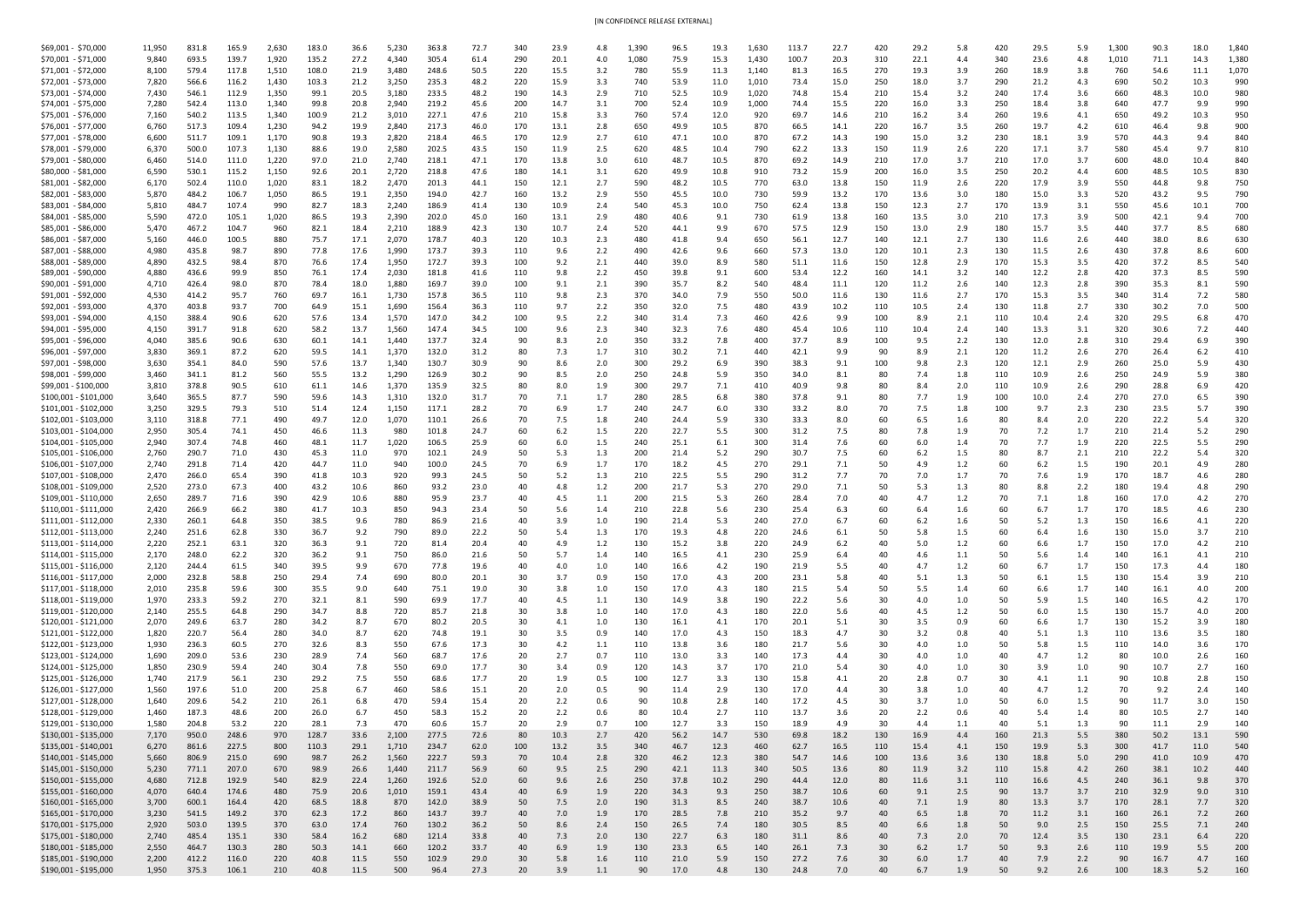| | | | | | | | | | | | | | | | | | | | | | | | | | | | | |
|---|---|---|---|---|---|---|---|---|---|---|---|---|---|---|---|---|---|---|---|---|---|---|---|---|---|---|---|---|
| $69,001 - $70,000 | 11,950 | 831.8 | 165.9 | 2,630 | 183.0 | 36.6 | 5,230 | 363.8 | 72.7 | 340 | 23.9 | 4.8 | 1,390 | 96.5 | 19.3 | 1,630 | 113.7 | 22.7 | 420 | 29.2 | 5.8 | 420 | 29.5 | 5.9 | 1,300 | 90.3 | 18.0 | 1,840 |
| $70,001 - $71,000 | 9,840 | 693.5 | 139.7 | 1,920 | 135.2 | 27.2 | 4,340 | 305.4 | 61.4 | 290 | 20.1 | 4.0 | 1,080 | 75.9 | 15.3 | 1,430 | 100.7 | 20.3 | 310 | 22.1 | 4.4 | 340 | 23.6 | 4.8 | 1,010 | 71.1 | 14.3 | 1,380 |
| $71,001 - $72,000 | 8,100 | 579.4 | 117.8 | 1,510 | 108.0 | 21.9 | 3,480 | 248.6 | 50.5 | 220 | 15.5 | 3.2 | 780 | 55.9 | 11.3 | 1,140 | 81.3 | 16.5 | 270 | 19.3 | 3.9 | 260 | 18.9 | 3.8 | 760 | 54.6 | 11.1 | 1,070 |
| $72,001 - $73,000 | 7,820 | 566.6 | 116.2 | 1,430 | 103.3 | 21.2 | 3,250 | 235.3 | 48.2 | 220 | 15.9 | 3.3 | 740 | 53.9 | 11.0 | 1,010 | 73.4 | 15.0 | 250 | 18.0 | 3.7 | 290 | 21.2 | 4.3 | 690 | 50.2 | 10.3 | 990 |
| $73,001 - $74,000 | 7,430 | 546.1 | 112.9 | 1,350 | 99.1 | 20.5 | 3,180 | 233.5 | 48.2 | 190 | 14.3 | 2.9 | 710 | 52.5 | 10.9 | 1,020 | 74.8 | 15.4 | 210 | 15.4 | 3.2 | 240 | 17.4 | 3.6 | 660 | 48.3 | 10.0 | 980 |
| $74,001 - $75,000 | 7,280 | 542.4 | 113.0 | 1,340 | 99.8 | 20.8 | 2,940 | 219.2 | 45.6 | 200 | 14.7 | 3.1 | 700 | 52.4 | 10.9 | 1,000 | 74.4 | 15.5 | 220 | 16.0 | 3.3 | 250 | 18.4 | 3.8 | 640 | 47.7 | 9.9 | 990 |
| $75,001 - $76,000 | 7,160 | 540.2 | 113.5 | 1,340 | 100.9 | 21.2 | 3,010 | 227.1 | 47.6 | 210 | 15.8 | 3.3 | 760 | 57.4 | 12.0 | 920 | 69.7 | 14.6 | 210 | 16.2 | 3.4 | 260 | 19.6 | 4.1 | 650 | 49.2 | 10.3 | 950 |
| $76,001 - $77,000 | 6,760 | 517.3 | 109.4 | 1,230 | 94.2 | 19.9 | 2,840 | 217.3 | 46.0 | 170 | 13.1 | 2.8 | 650 | 49.9 | 10.5 | 870 | 66.5 | 14.1 | 220 | 16.7 | 3.5 | 260 | 19.7 | 4.2 | 610 | 46.4 | 9.8 | 900 |
| $77,001 - $78,000 | 6,600 | 511.7 | 109.1 | 1,170 | 90.8 | 19.3 | 2,820 | 218.4 | 46.5 | 170 | 12.9 | 2.7 | 610 | 47.1 | 10.0 | 870 | 67.2 | 14.3 | 190 | 15.0 | 3.2 | 230 | 18.1 | 3.9 | 570 | 44.3 | 9.4 | 840 |
| $78,001 - $79,000 | 6,370 | 500.0 | 107.3 | 1,130 | 88.6 | 19.0 | 2,580 | 202.5 | 43.5 | 150 | 11.9 | 2.5 | 620 | 48.5 | 10.4 | 790 | 62.2 | 13.3 | 150 | 11.9 | 2.6 | 220 | 17.1 | 3.7 | 580 | 45.4 | 9.7 | 810 |
| $79,001 - $80,000 | 6,460 | 514.0 | 111.0 | 1,220 | 97.0 | 21.0 | 2,740 | 218.1 | 47.1 | 170 | 13.8 | 3.0 | 610 | 48.7 | 10.5 | 870 | 69.2 | 14.9 | 210 | 17.0 | 3.7 | 210 | 17.0 | 3.7 | 600 | 48.0 | 10.4 | 840 |
| $80,001 - $81,000 | 6,590 | 530.1 | 115.2 | 1,150 | 92.6 | 20.1 | 2,720 | 218.8 | 47.6 | 180 | 14.1 | 3.1 | 620 | 49.9 | 10.8 | 910 | 73.2 | 15.9 | 200 | 16.0 | 3.5 | 250 | 20.2 | 4.4 | 600 | 48.5 | 10.5 | 830 |
| $81,001 - $82,000 | 6,170 | 502.4 | 110.0 | 1,020 | 83.1 | 18.2 | 2,470 | 201.3 | 44.1 | 150 | 12.1 | 2.7 | 590 | 48.2 | 10.5 | 770 | 63.0 | 13.8 | 150 | 11.9 | 2.6 | 220 | 17.9 | 3.9 | 550 | 44.8 | 9.8 | 750 |
| $82,001 - $83,000 | 5,870 | 484.2 | 106.7 | 1,050 | 86.5 | 19.1 | 2,350 | 194.0 | 42.7 | 160 | 13.2 | 2.9 | 550 | 45.5 | 10.0 | 730 | 59.9 | 13.2 | 170 | 13.6 | 3.0 | 180 | 15.0 | 3.3 | 520 | 43.2 | 9.5 | 790 |
| $83,001 - $84,000 | 5,810 | 484.7 | 107.4 | 990 | 82.7 | 18.3 | 2,240 | 186.9 | 41.4 | 130 | 10.9 | 2.4 | 540 | 45.3 | 10.0 | 750 | 62.4 | 13.8 | 150 | 12.3 | 2.7 | 170 | 13.9 | 3.1 | 550 | 45.6 | 10.1 | 700 |
| $84,001 - $85,000 | 5,590 | 472.0 | 105.1 | 1,020 | 86.5 | 19.3 | 2,390 | 202.0 | 45.0 | 160 | 13.1 | 2.9 | 480 | 40.6 | 9.1 | 730 | 61.9 | 13.8 | 160 | 13.5 | 3.0 | 210 | 17.3 | 3.9 | 500 | 42.1 | 9.4 | 700 |
| $85,001 - $86,000 | 5,470 | 467.2 | 104.7 | 960 | 82.1 | 18.4 | 2,210 | 188.9 | 42.3 | 130 | 10.7 | 2.4 | 520 | 44.1 | 9.9 | 670 | 57.5 | 12.9 | 150 | 13.0 | 2.9 | 180 | 15.7 | 3.5 | 440 | 37.7 | 8.5 | 680 |
| $86,001 - $87,000 | 5,160 | 446.0 | 100.5 | 880 | 75.7 | 17.1 | 2,070 | 178.7 | 40.3 | 120 | 10.3 | 2.3 | 480 | 41.8 | 9.4 | 650 | 56.1 | 12.7 | 140 | 12.1 | 2.7 | 130 | 11.6 | 2.6 | 440 | 38.0 | 8.6 | 630 |
| $87,001 - $88,000 | 4,980 | 435.8 | 98.7 | 890 | 77.8 | 17.6 | 1,990 | 173.7 | 39.3 | 110 | 9.6 | 2.2 | 490 | 42.6 | 9.6 | 660 | 57.3 | 13.0 | 120 | 10.1 | 2.3 | 130 | 11.5 | 2.6 | 430 | 37.8 | 8.6 | 600 |
| $88,001 - $89,000 | 4,890 | 432.5 | 98.4 | 870 | 76.6 | 17.4 | 1,950 | 172.7 | 39.3 | 100 | 9.2 | 2.1 | 440 | 39.0 | 8.9 | 580 | 51.1 | 11.6 | 150 | 12.8 | 2.9 | 170 | 15.3 | 3.5 | 420 | 37.2 | 8.5 | 540 |
| $89,001 - $90,000 | 4,880 | 436.6 | 99.9 | 850 | 76.1 | 17.4 | 2,030 | 181.8 | 41.6 | 110 | 9.8 | 2.2 | 450 | 39.8 | 9.1 | 600 | 53.4 | 12.2 | 160 | 14.1 | 3.2 | 140 | 12.2 | 2.8 | 420 | 37.3 | 8.5 | 590 |
| $90,001 - $91,000 | 4,710 | 426.4 | 98.0 | 870 | 78.4 | 18.0 | 1,880 | 169.7 | 39.0 | 100 | 9.1 | 2.1 | 390 | 35.7 | 8.2 | 540 | 48.4 | 11.1 | 120 | 11.2 | 2.6 | 140 | 12.3 | 2.8 | 390 | 35.3 | 8.1 | 590 |
| $91,001 - $92,000 | 4,530 | 414.2 | 95.7 | 760 | 69.7 | 16.1 | 1,730 | 157.8 | 36.5 | 110 | 9.8 | 2.3 | 370 | 34.0 | 7.9 | 550 | 50.0 | 11.6 | 130 | 11.6 | 2.7 | 170 | 15.3 | 3.5 | 340 | 31.4 | 7.2 | 580 |
| $92,001 - $93,000 | 4,370 | 403.8 | 93.7 | 700 | 64.9 | 15.1 | 1,690 | 156.4 | 36.3 | 110 | 9.7 | 2.2 | 350 | 32.0 | 7.5 | 480 | 43.9 | 10.2 | 110 | 10.5 | 2.4 | 130 | 11.8 | 2.7 | 330 | 30.2 | 7.0 | 500 |
| $93,001 - $94,000 | 4,150 | 388.4 | 90.6 | 620 | 57.6 | 13.4 | 1,570 | 147.0 | 34.2 | 100 | 9.5 | 2.2 | 340 | 31.4 | 7.3 | 460 | 42.6 | 9.9 | 100 | 8.9 | 2.1 | 110 | 10.4 | 2.4 | 320 | 29.5 | 6.8 | 470 |
| $94,001 - $95,000 | 4,150 | 391.7 | 91.8 | 620 | 58.2 | 13.7 | 1,560 | 147.4 | 34.5 | 100 | 9.6 | 2.3 | 340 | 32.3 | 7.6 | 480 | 45.4 | 10.6 | 110 | 10.4 | 2.4 | 140 | 13.3 | 3.1 | 320 | 30.6 | 7.2 | 440 |
| $95,001 - $96,000 | 4,040 | 385.6 | 90.6 | 630 | 60.1 | 14.1 | 1,440 | 137.7 | 32.4 | 90 | 8.3 | 2.0 | 350 | 33.2 | 7.8 | 400 | 37.7 | 8.9 | 100 | 9.5 | 2.2 | 130 | 12.0 | 2.8 | 310 | 29.4 | 6.9 | 390 |
| $96,001 - $97,000 | 3,830 | 369.1 | 87.2 | 620 | 59.5 | 14.1 | 1,370 | 132.0 | 31.2 | 80 | 7.3 | 1.7 | 310 | 30.2 | 7.1 | 440 | 42.1 | 9.9 | 90 | 8.9 | 2.1 | 120 | 11.2 | 2.6 | 270 | 26.4 | 6.2 | 410 |
| $97,001 - $98,000 | 3,630 | 354.1 | 84.0 | 590 | 57.6 | 13.7 | 1,340 | 130.7 | 30.9 | 90 | 8.6 | 2.0 | 300 | 29.2 | 6.9 | 390 | 38.3 | 9.1 | 100 | 9.8 | 2.3 | 120 | 12.1 | 2.9 | 260 | 25.0 | 5.9 | 430 |
| $98,001 - $99,000 | 3,460 | 341.1 | 81.2 | 560 | 55.5 | 13.2 | 1,290 | 126.9 | 30.2 | 90 | 8.5 | 2.0 | 250 | 24.8 | 5.9 | 350 | 34.0 | 8.1 | 80 | 7.4 | 1.8 | 110 | 10.9 | 2.6 | 250 | 24.9 | 5.9 | 380 |
| $99,001 - $100,000 | 3,810 | 378.8 | 90.5 | 610 | 61.1 | 14.6 | 1,370 | 135.9 | 32.5 | 80 | 8.0 | 1.9 | 300 | 29.7 | 7.1 | 410 | 40.9 | 9.8 | 80 | 8.4 | 2.0 | 110 | 10.9 | 2.6 | 290 | 28.8 | 6.9 | 420 |
| $100,001 - $101,000 | 3,640 | 365.5 | 87.7 | 590 | 59.6 | 14.3 | 1,310 | 132.0 | 31.7 | 70 | 7.1 | 1.7 | 280 | 28.5 | 6.8 | 380 | 37.8 | 9.1 | 80 | 7.7 | 1.9 | 100 | 10.0 | 2.4 | 270 | 27.0 | 6.5 | 390 |
| $101,001 - $102,000 | 3,250 | 329.5 | 79.3 | 510 | 51.4 | 12.4 | 1,150 | 117.1 | 28.2 | 70 | 6.9 | 1.7 | 240 | 24.7 | 6.0 | 330 | 33.2 | 8.0 | 70 | 7.5 | 1.8 | 100 | 9.7 | 2.3 | 230 | 23.5 | 5.7 | 390 |
| $102,001 - $103,000 | 3,110 | 318.8 | 77.1 | 490 | 49.7 | 12.0 | 1,070 | 110.1 | 26.6 | 70 | 7.5 | 1.8 | 240 | 24.4 | 5.9 | 330 | 33.3 | 8.0 | 60 | 6.5 | 1.6 | 80 | 8.4 | 2.0 | 220 | 22.2 | 5.4 | 320 |
| $103,001 - $104,000 | 2,950 | 305.4 | 74.1 | 450 | 46.6 | 11.3 | 980 | 101.8 | 24.7 | 60 | 6.2 | 1.5 | 220 | 22.7 | 5.5 | 300 | 31.2 | 7.5 | 80 | 7.8 | 1.9 | 70 | 7.2 | 1.7 | 210 | 21.4 | 5.2 | 290 |
| $104,001 - $105,000 | 2,940 | 307.4 | 74.8 | 460 | 48.1 | 11.7 | 1,020 | 106.5 | 25.9 | 60 | 6.0 | 1.5 | 240 | 25.1 | 6.1 | 300 | 31.4 | 7.6 | 60 | 6.0 | 1.4 | 70 | 7.7 | 1.9 | 220 | 22.5 | 5.5 | 290 |
| $105,001 - $106,000 | 2,760 | 290.7 | 71.0 | 430 | 45.3 | 11.0 | 970 | 102.1 | 24.9 | 50 | 5.3 | 1.3 | 200 | 21.4 | 5.2 | 290 | 30.7 | 7.5 | 60 | 6.2 | 1.5 | 80 | 8.7 | 2.1 | 210 | 22.2 | 5.4 | 320 |
| $106,001 - $107,000 | 2,740 | 291.8 | 71.4 | 420 | 44.7 | 11.0 | 940 | 100.0 | 24.5 | 70 | 6.9 | 1.7 | 170 | 18.2 | 4.5 | 270 | 29.1 | 7.1 | 50 | 4.9 | 1.2 | 60 | 6.2 | 1.5 | 190 | 20.1 | 4.9 | 280 |
| $107,001 - $108,000 | 2,470 | 266.0 | 65.4 | 390 | 41.8 | 10.3 | 920 | 99.3 | 24.5 | 50 | 5.2 | 1.3 | 210 | 22.5 | 5.5 | 290 | 31.2 | 7.7 | 70 | 7.0 | 1.7 | 70 | 7.6 | 1.9 | 170 | 18.7 | 4.6 | 280 |
| $108,001 - $109,000 | 2,520 | 273.0 | 67.3 | 400 | 43.2 | 10.6 | 860 | 93.2 | 23.0 | 40 | 4.8 | 1.2 | 200 | 21.7 | 5.3 | 270 | 29.0 | 7.1 | 50 | 5.3 | 1.3 | 80 | 8.8 | 2.2 | 180 | 19.4 | 4.8 | 290 |
| $109,001 - $110,000 | 2,650 | 289.7 | 71.6 | 390 | 42.9 | 10.6 | 880 | 95.9 | 23.7 | 40 | 4.5 | 1.1 | 200 | 21.5 | 5.3 | 260 | 28.4 | 7.0 | 40 | 4.7 | 1.2 | 70 | 7.1 | 1.8 | 160 | 17.0 | 4.2 | 270 |
| $110,001 - $111,000 | 2,420 | 266.9 | 66.2 | 380 | 41.7 | 10.3 | 850 | 94.3 | 23.4 | 50 | 5.6 | 1.4 | 210 | 22.8 | 5.6 | 230 | 25.4 | 6.3 | 60 | 6.4 | 1.6 | 60 | 6.7 | 1.7 | 170 | 18.5 | 4.6 | 230 |
| $111,001 - $112,000 | 2,330 | 260.1 | 64.8 | 350 | 38.5 | 9.6 | 780 | 86.9 | 21.6 | 40 | 3.9 | 1.0 | 190 | 21.4 | 5.3 | 240 | 27.0 | 6.7 | 60 | 6.2 | 1.6 | 50 | 5.2 | 1.3 | 150 | 16.6 | 4.1 | 220 |
| $112,001 - $113,000 | 2,240 | 251.6 | 62.8 | 330 | 36.7 | 9.2 | 790 | 89.0 | 22.2 | 50 | 5.4 | 1.3 | 170 | 19.3 | 4.8 | 220 | 24.6 | 6.1 | 50 | 5.8 | 1.5 | 60 | 6.4 | 1.6 | 130 | 15.0 | 3.7 | 210 |
| $113,001 - $114,000 | 2,220 | 252.1 | 63.1 | 320 | 36.3 | 9.1 | 720 | 81.4 | 20.4 | 40 | 4.9 | 1.2 | 130 | 15.2 | 3.8 | 220 | 24.9 | 6.2 | 40 | 5.0 | 1.2 | 60 | 6.6 | 1.7 | 150 | 17.0 | 4.2 | 210 |
| $114,001 - $115,000 | 2,170 | 248.0 | 62.2 | 320 | 36.2 | 9.1 | 750 | 86.0 | 21.6 | 50 | 5.7 | 1.4 | 140 | 16.5 | 4.1 | 230 | 25.9 | 6.4 | 40 | 4.6 | 1.1 | 50 | 5.6 | 1.4 | 140 | 16.1 | 4.1 | 210 |
| $115,001 - $116,000 | 2,120 | 244.4 | 61.5 | 340 | 39.5 | 9.9 | 670 | 77.8 | 19.6 | 40 | 4.0 | 1.0 | 140 | 16.6 | 4.2 | 190 | 21.9 | 5.5 | 40 | 4.7 | 1.2 | 60 | 6.7 | 1.7 | 150 | 17.3 | 4.4 | 180 |
| $116,001 - $117,000 | 2,000 | 232.8 | 58.8 | 250 | 29.4 | 7.4 | 690 | 80.0 | 20.1 | 30 | 3.7 | 0.9 | 150 | 17.0 | 4.3 | 200 | 23.1 | 5.8 | 40 | 5.1 | 1.3 | 50 | 6.1 | 1.5 | 130 | 15.4 | 3.9 | 210 |
| $117,001 - $118,000 | 2,010 | 235.8 | 59.6 | 300 | 35.5 | 9.0 | 640 | 75.1 | 19.0 | 30 | 3.8 | 1.0 | 150 | 17.0 | 4.3 | 180 | 21.5 | 5.4 | 50 | 5.5 | 1.4 | 60 | 6.6 | 1.7 | 140 | 16.1 | 4.0 | 200 |
| $118,001 - $119,000 | 1,970 | 233.3 | 59.2 | 270 | 32.1 | 8.1 | 590 | 69.9 | 17.7 | 40 | 4.5 | 1.1 | 130 | 14.9 | 3.8 | 190 | 22.2 | 5.6 | 30 | 4.0 | 1.0 | 50 | 5.9 | 1.5 | 140 | 16.5 | 4.2 | 170 |
| $119,001 - $120,000 | 2,140 | 255.5 | 64.8 | 290 | 34.7 | 8.8 | 720 | 85.7 | 21.8 | 30 | 3.8 | 1.0 | 140 | 17.0 | 4.3 | 180 | 22.0 | 5.6 | 40 | 4.5 | 1.2 | 50 | 6.0 | 1.5 | 130 | 15.7 | 4.0 | 200 |
| $120,001 - $121,000 | 2,070 | 249.6 | 63.7 | 280 | 34.2 | 8.7 | 670 | 80.2 | 20.5 | 30 | 4.1 | 1.0 | 130 | 16.1 | 4.1 | 170 | 20.1 | 5.1 | 30 | 3.5 | 0.9 | 60 | 6.6 | 1.7 | 130 | 15.2 | 3.9 | 180 |
| $121,001 - $122,000 | 1,820 | 220.7 | 56.4 | 280 | 34.0 | 8.7 | 620 | 74.8 | 19.1 | 30 | 3.5 | 0.9 | 140 | 17.0 | 4.3 | 150 | 18.3 | 4.7 | 30 | 3.2 | 0.8 | 40 | 5.1 | 1.3 | 110 | 13.6 | 3.5 | 180 |
| $122,001 - $123,000 | 1,930 | 236.3 | 60.5 | 270 | 32.6 | 8.3 | 550 | 67.6 | 17.3 | 30 | 4.2 | 1.1 | 110 | 13.8 | 3.6 | 180 | 21.7 | 5.6 | 30 | 4.0 | 1.0 | 50 | 5.8 | 1.5 | 110 | 14.0 | 3.6 | 170 |
| $123,001 - $124,000 | 1,690 | 209.0 | 53.6 | 230 | 28.9 | 7.4 | 560 | 68.7 | 17.6 | 20 | 2.7 | 0.7 | 110 | 13.0 | 3.3 | 140 | 17.3 | 4.4 | 30 | 4.0 | 1.0 | 40 | 4.7 | 1.2 | 80 | 10.0 | 2.6 | 160 |
| $124,001 - $125,000 | 1,850 | 230.9 | 59.4 | 240 | 30.4 | 7.8 | 550 | 69.0 | 17.7 | 30 | 3.4 | 0.9 | 120 | 14.3 | 3.7 | 170 | 21.0 | 5.4 | 30 | 4.0 | 1.0 | 30 | 3.9 | 1.0 | 90 | 10.7 | 2.7 | 160 |
| $125,001 - $126,000 | 1,740 | 217.9 | 56.1 | 230 | 29.2 | 7.5 | 550 | 68.6 | 17.7 | 20 | 1.9 | 0.5 | 100 | 12.7 | 3.3 | 130 | 15.8 | 4.1 | 20 | 2.8 | 0.7 | 30 | 4.1 | 1.1 | 90 | 10.8 | 2.8 | 150 |
| $126,001 - $127,000 | 1,560 | 197.6 | 51.0 | 200 | 25.8 | 6.7 | 460 | 58.6 | 15.1 | 20 | 2.0 | 0.5 | 90 | 11.4 | 2.9 | 130 | 17.0 | 4.4 | 30 | 3.8 | 1.0 | 40 | 4.7 | 1.2 | 70 | 9.2 | 2.4 | 140 |
| $127,001 - $128,000 | 1,640 | 209.6 | 54.2 | 210 | 26.1 | 6.8 | 470 | 59.4 | 15.4 | 20 | 2.2 | 0.6 | 90 | 10.8 | 2.8 | 140 | 17.2 | 4.5 | 30 | 3.7 | 1.0 | 50 | 6.0 | 1.5 | 90 | 11.7 | 3.0 | 150 |
| $128,001 - $129,000 | 1,460 | 187.3 | 48.6 | 200 | 26.0 | 6.7 | 450 | 58.3 | 15.2 | 20 | 2.2 | 0.6 | 80 | 10.4 | 2.7 | 110 | 13.7 | 3.6 | 20 | 2.2 | 0.6 | 40 | 5.4 | 1.4 | 80 | 10.5 | 2.7 | 140 |
| $129,001 - $130,000 | 1,580 | 204.8 | 53.2 | 220 | 28.1 | 7.3 | 470 | 60.6 | 15.7 | 20 | 2.9 | 0.7 | 100 | 12.7 | 3.3 | 150 | 18.9 | 4.9 | 30 | 4.4 | 1.1 | 40 | 5.1 | 1.3 | 90 | 11.1 | 2.9 | 140 |
| $130,001 - $135,000 | 7,170 | 950.0 | 248.6 | 970 | 128.7 | 33.6 | 2,100 | 277.5 | 72.6 | 80 | 10.3 | 2.7 | 420 | 56.2 | 14.7 | 530 | 69.8 | 18.2 | 130 | 16.9 | 4.4 | 160 | 21.3 | 5.5 | 380 | 50.2 | 13.1 | 590 |
| $135,001 - $140,000 | 6,270 | 861.6 | 227.5 | 800 | 110.3 | 29.1 | 1,710 | 234.7 | 62.0 | 100 | 13.2 | 3.5 | 340 | 46.7 | 12.3 | 460 | 62.7 | 16.5 | 110 | 15.4 | 4.1 | 150 | 19.9 | 5.3 | 300 | 41.7 | 11.0 | 540 |
| $140,001 - $145,000 | 5,660 | 806.9 | 215.0 | 690 | 98.7 | 26.2 | 1,560 | 222.7 | 59.3 | 70 | 10.4 | 2.8 | 320 | 46.2 | 12.3 | 380 | 54.7 | 14.6 | 100 | 13.6 | 3.6 | 130 | 18.8 | 5.0 | 290 | 41.0 | 10.9 | 470 |
| $145,001 - $150,000 | 5,230 | 771.1 | 207.0 | 670 | 98.9 | 26.6 | 1,440 | 211.7 | 56.9 | 60 | 9.5 | 2.5 | 290 | 42.1 | 11.3 | 340 | 50.5 | 13.6 | 80 | 11.9 | 3.2 | 110 | 15.8 | 4.2 | 260 | 38.1 | 10.2 | 440 |
| $150,001 - $155,000 | 4,680 | 712.8 | 192.9 | 540 | 82.9 | 22.4 | 1,260 | 192.6 | 52.1 | 60 | 9.6 | 2.6 | 250 | 37.8 | 10.2 | 290 | 44.4 | 12.0 | 80 | 11.6 | 3.1 | 110 | 16.6 | 4.5 | 240 | 36.1 | 9.8 | 370 |
| $155,001 - $160,000 | 4,070 | 640.4 | 174.6 | 480 | 75.9 | 20.6 | 1,010 | 159.1 | 43.4 | 40 | 6.9 | 1.9 | 220 | 34.3 | 9.3 | 250 | 38.7 | 10.6 | 60 | 9.1 | 2.5 | 90 | 13.7 | 3.7 | 210 | 32.9 | 9.0 | 310 |
| $160,001 - $165,000 | 3,700 | 600.1 | 164.4 | 420 | 68.5 | 18.8 | 870 | 142.0 | 38.9 | 50 | 7.5 | 2.0 | 190 | 31.3 | 8.5 | 240 | 38.7 | 10.6 | 40 | 7.1 | 1.9 | 80 | 13.3 | 3.7 | 170 | 28.1 | 7.7 | 320 |
| $165,001 - $170,000 | 3,230 | 541.5 | 149.2 | 370 | 62.3 | 17.2 | 860 | 143.7 | 39.7 | 40 | 7.0 | 1.9 | 170 | 28.5 | 7.8 | 210 | 35.2 | 9.7 | 40 | 6.5 | 1.8 | 70 | 11.2 | 3.1 | 160 | 26.1 | 7.2 | 260 |
| $170,001 - $175,000 | 2,920 | 503.0 | 139.5 | 370 | 63.0 | 17.4 | 760 | 130.2 | 36.2 | 50 | 8.6 | 2.4 | 150 | 26.5 | 7.4 | 180 | 30.5 | 8.5 | 40 | 6.6 | 1.8 | 50 | 9.0 | 2.5 | 150 | 25.5 | 7.1 | 240 |
| $175,001 - $180,000 | 2,740 | 485.4 | 135.1 | 330 | 58.4 | 16.2 | 680 | 121.4 | 33.8 | 40 | 7.3 | 2.0 | 130 | 22.7 | 6.3 | 180 | 31.1 | 8.6 | 40 | 7.3 | 2.0 | 70 | 12.4 | 3.5 | 130 | 23.1 | 6.4 | 220 |
| $180,001 - $185,000 | 2,550 | 464.7 | 130.3 | 280 | 50.3 | 14.1 | 660 | 120.2 | 33.7 | 40 | 6.9 | 1.9 | 130 | 23.3 | 6.5 | 140 | 26.1 | 7.3 | 30 | 6.2 | 1.7 | 50 | 9.3 | 2.6 | 110 | 19.9 | 5.5 | 200 |
| $185,001 - $190,000 | 2,200 | 412.2 | 116.0 | 220 | 40.8 | 11.5 | 550 | 102.9 | 29.0 | 30 | 5.8 | 1.6 | 110 | 21.0 | 5.9 | 150 | 27.2 | 7.6 | 30 | 6.0 | 1.7 | 40 | 7.9 | 2.2 | 90 | 16.7 | 4.7 | 160 |
| $190,001 - $195,000 | 1,950 | 375.3 | 106.1 | 210 | 40.8 | 11.5 | 500 | 96.4 | 27.3 | 20 | 3.9 | 1.1 | 90 | 17.0 | 4.8 | 130 | 24.8 | 7.0 | 40 | 6.7 | 1.9 | 50 | 9.2 | 2.6 | 100 | 18.3 | 5.2 | 160 |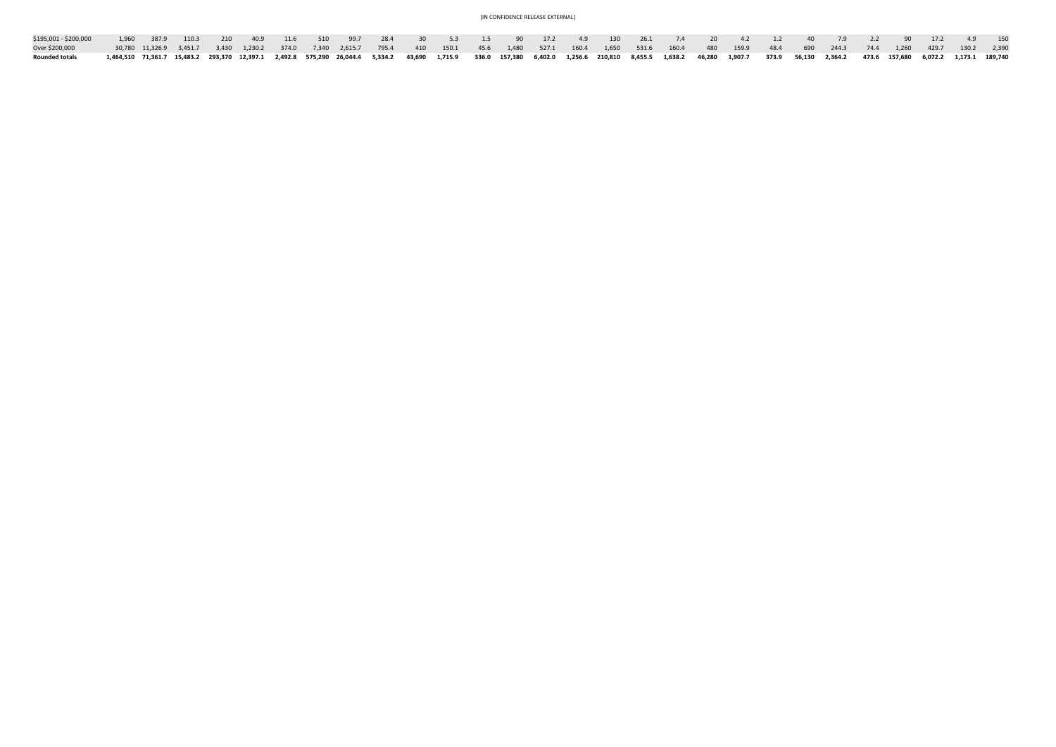| | | | | | | | | | | | | | | | | | | | | | | | | | | | | |
|---|---|---|---|---|---|---|---|---|---|---|---|---|---|---|---|---|---|---|---|---|---|---|---|---|---|---|---|---|
| $195,001 - $200,000 | 1,960 | 387.9 | 110.3 | 210 | 40.9 | 11.6 | 510 | 99.7 | 28.4 | 30 | 5.3 | 1.5 | 90 | 17.2 | 4.9 | 130 | 26.1 | 7.4 | 20 | 4.2 | 1.2 | 40 | 7.9 | 2.2 | 90 | 17.2 | 4.9 | 150 |
| Over $200,000 | 30,780 | 11,326.9 | 3,451.7 | 3,430 | 1,230.2 | 374.0 | 7,340 | 2,615.7 | 795.4 | 410 | 150.1 | 45.6 | 1,480 | 527.1 | 160.4 | 1,650 | 531.6 | 160.4 | 480 | 159.9 | 48.4 | 690 | 244.3 | 74.4 | 1,260 | 429.7 | 130.2 | 2,390 |
| **Rounded totals** | **1,464,510** | **71,361.7** | **15,483.2** | **293,370** | **12,397.1** | **2,492.8** | **575,290** | **26,044.4** | **5,334.2** | **43,690** | **1,715.9** | **336.0** | **157,380** | **6,402.0** | **1,256.6** | **210,810** | **8,455.5** | **1,638.2** | **46,280** | **1,907.7** | **373.9** | **56,130** | **2,364.2** | **473.6** | **157,680** | **6,072.2** | **1,173.1** | **189,740** |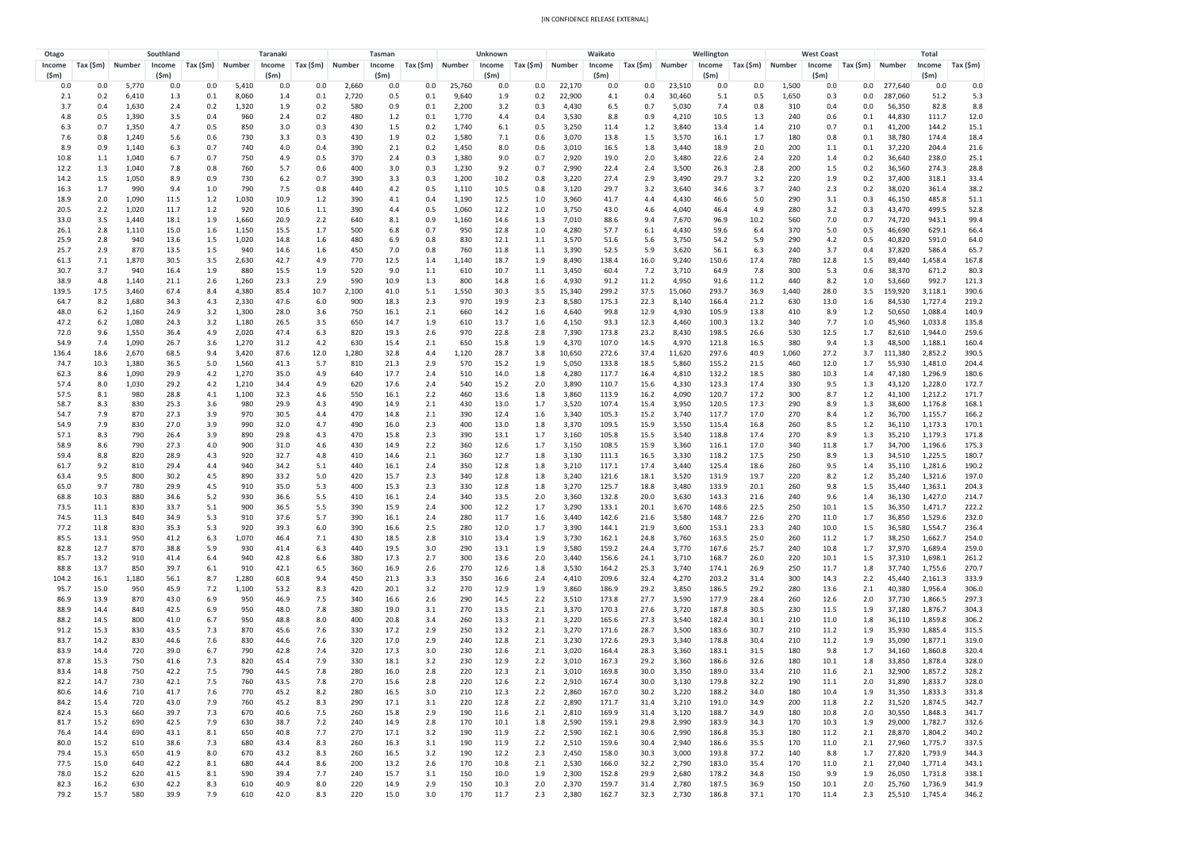[IN CONFIDENCE RELEASE EXTERNAL]

| Otago | | Southland | | | Taranaki | | | Tasman | | | Unknown | | | Waikato | | | Wellington | | | West Coast | | | Total | | |
|---|---|---|---|---|---|---|---|---|---|---|---|---|---|---|---|---|---|---|---|---|---|---|---|---|---|
| Income ($m) | Tax ($m) | Number | Income ($m) | Tax ($m) | Number | Income ($m) | Tax ($m) | Number | Income ($m) | Tax ($m) | Number | Income ($m) | Tax ($m) | Number | Income ($m) | Tax ($m) | Number | Income ($m) | Tax ($m) | Number | Income ($m) | Tax ($m) | Number | Income ($m) | Tax ($m) |
| 0.0 | 0.0 | 5,770 | 0.0 | 0.0 | 5,410 | 0.0 | 0.0 | 2,660 | 0.0 | 0.0 | 25,760 | 0.0 | 0.0 | 22,170 | 0.0 | 0.0 | 23,510 | 0.0 | 0.0 | 1,500 | 0.0 | 0.0 | 277,640 | 0.0 | 0.0 |
| 2.1 | 0.2 | 6,410 | 1.3 | 0.1 | 8,060 | 1.4 | 0.1 | 2,720 | 0.5 | 0.1 | 9,640 | 1.9 | 0.2 | 22,900 | 4.1 | 0.4 | 30,460 | 5.1 | 0.5 | 1,650 | 0.3 | 0.0 | 287,060 | 51.2 | 5.3 |
| 3.7 | 0.4 | 1,630 | 2.4 | 0.2 | 1,320 | 1.9 | 0.2 | 580 | 0.9 | 0.1 | 2,200 | 3.2 | 0.3 | 4,430 | 6.5 | 0.7 | 5,030 | 7.4 | 0.8 | 310 | 0.4 | 0.0 | 56,350 | 82.8 | 8.8 |
| 4.8 | 0.5 | 1,390 | 3.5 | 0.4 | 960 | 2.4 | 0.2 | 480 | 1.2 | 0.1 | 1,770 | 4.4 | 0.4 | 3,530 | 8.8 | 0.9 | 4,210 | 10.5 | 1.3 | 240 | 0.6 | 0.1 | 44,830 | 111.7 | 12.0 |
| 6.3 | 0.7 | 1,350 | 4.7 | 0.5 | 850 | 3.0 | 0.3 | 430 | 1.5 | 0.2 | 1,740 | 6.1 | 0.5 | 3,250 | 11.4 | 1.2 | 3,840 | 13.4 | 1.4 | 210 | 0.7 | 0.1 | 41,200 | 144.2 | 15.1 |
| 7.6 | 0.8 | 1,240 | 5.6 | 0.6 | 730 | 3.3 | 0.3 | 430 | 1.9 | 0.2 | 1,580 | 7.1 | 0.6 | 3,070 | 13.8 | 1.5 | 3,570 | 16.1 | 1.7 | 180 | 0.8 | 0.1 | 38,780 | 174.4 | 18.4 |
| 8.9 | 0.9 | 1,140 | 6.3 | 0.7 | 740 | 4.0 | 0.4 | 390 | 2.1 | 0.2 | 1,450 | 8.0 | 0.6 | 3,010 | 16.5 | 1.8 | 3,440 | 18.9 | 2.0 | 200 | 1.1 | 0.1 | 37,220 | 204.4 | 21.6 |
| 10.8 | 1.1 | 1,040 | 6.7 | 0.7 | 750 | 4.9 | 0.5 | 370 | 2.4 | 0.3 | 1,380 | 9.0 | 0.7 | 2,920 | 19.0 | 2.0 | 3,480 | 22.6 | 2.4 | 220 | 1.4 | 0.2 | 36,640 | 238.0 | 25.1 |
| 12.2 | 1.3 | 1,040 | 7.8 | 0.8 | 760 | 5.7 | 0.6 | 400 | 3.0 | 0.3 | 1,230 | 9.2 | 0.7 | 2,990 | 22.4 | 2.4 | 3,500 | 26.3 | 2.8 | 200 | 1.5 | 0.2 | 36,560 | 274.3 | 28.8 |
| 14.2 | 1.5 | 1,050 | 8.9 | 0.9 | 730 | 6.2 | 0.7 | 390 | 3.3 | 0.3 | 1,200 | 10.2 | 0.8 | 3,220 | 27.4 | 2.9 | 3,490 | 29.7 | 3.2 | 220 | 1.9 | 0.2 | 37,400 | 318.1 | 33.4 |
| 16.3 | 1.7 | 990 | 9.4 | 1.0 | 790 | 7.5 | 0.8 | 440 | 4.2 | 0.5 | 1,110 | 10.5 | 0.8 | 3,120 | 29.7 | 3.2 | 3,640 | 34.6 | 3.7 | 240 | 2.3 | 0.2 | 38,020 | 361.4 | 38.2 |
| 18.9 | 2.0 | 1,090 | 11.5 | 1.2 | 1,030 | 10.9 | 1.2 | 390 | 4.1 | 0.4 | 1,190 | 12.5 | 1.0 | 3,960 | 41.7 | 4.4 | 4,430 | 46.6 | 5.0 | 290 | 3.1 | 0.3 | 46,150 | 485.8 | 51.1 |
| 20.5 | 2.2 | 1,020 | 11.7 | 1.2 | 920 | 10.6 | 1.1 | 390 | 4.4 | 0.5 | 1,060 | 12.2 | 1.0 | 3,750 | 43.0 | 4.6 | 4,040 | 46.4 | 4.9 | 280 | 3.2 | 0.3 | 43,470 | 499.5 | 52.8 |
| 33.0 | 3.5 | 1,440 | 18.1 | 1.9 | 1,660 | 20.9 | 2.2 | 640 | 8.1 | 0.9 | 1,160 | 14.6 | 1.3 | 7,010 | 88.6 | 9.4 | 7,670 | 96.9 | 10.2 | 560 | 7.0 | 0.7 | 74,720 | 943.1 | 99.4 |
| 26.1 | 2.8 | 1,110 | 15.0 | 1.6 | 1,150 | 15.5 | 1.7 | 500 | 6.8 | 0.7 | 950 | 12.8 | 1.0 | 4,280 | 57.7 | 6.1 | 4,430 | 59.6 | 6.4 | 370 | 5.0 | 0.5 | 46,690 | 629.1 | 66.4 |
| 25.9 | 2.8 | 940 | 13.6 | 1.5 | 1,020 | 14.8 | 1.6 | 480 | 6.9 | 0.8 | 830 | 12.1 | 1.1 | 3,570 | 51.6 | 5.6 | 3,750 | 54.2 | 5.9 | 290 | 4.2 | 0.5 | 40,820 | 591.0 | 64.0 |
| 25.7 | 2.9 | 870 | 13.5 | 1.5 | 940 | 14.6 | 1.6 | 450 | 7.0 | 0.8 | 760 | 11.8 | 1.1 | 3,390 | 52.5 | 5.9 | 3,620 | 56.1 | 6.3 | 240 | 3.7 | 0.4 | 37,820 | 586.4 | 65.7 |
| 61.3 | 7.1 | 1,870 | 30.5 | 3.5 | 2,630 | 42.7 | 4.9 | 770 | 12.5 | 1.4 | 1,140 | 18.7 | 1.9 | 8,490 | 138.4 | 16.0 | 9,240 | 150.6 | 17.4 | 780 | 12.8 | 1.5 | 89,440 | 1,458.4 | 167.8 |
| 30.7 | 3.7 | 940 | 16.4 | 1.9 | 880 | 15.5 | 1.9 | 520 | 9.0 | 1.1 | 610 | 10.7 | 1.1 | 3,450 | 60.4 | 7.2 | 3,710 | 64.9 | 7.8 | 300 | 5.3 | 0.6 | 38,370 | 671.2 | 80.3 |
| 38.9 | 4.8 | 1,140 | 21.1 | 2.6 | 1,260 | 23.3 | 2.9 | 590 | 10.9 | 1.3 | 800 | 14.8 | 1.6 | 4,930 | 91.2 | 11.2 | 4,950 | 91.6 | 11.2 | 440 | 8.2 | 1.0 | 53,660 | 992.7 | 121.3 |
| 139.5 | 17.5 | 3,460 | 67.4 | 8.4 | 4,380 | 85.4 | 10.7 | 2,100 | 41.0 | 5.1 | 1,550 | 30.3 | 3.5 | 15,340 | 299.2 | 37.5 | 15,060 | 293.7 | 36.9 | 1,440 | 28.0 | 3.5 | 159,920 | 3,118.1 | 390.6 |
| 64.7 | 8.2 | 1,680 | 34.3 | 4.3 | 2,330 | 47.6 | 6.0 | 900 | 18.3 | 2.3 | 970 | 19.9 | 2.3 | 8,580 | 175.3 | 22.3 | 8,140 | 166.4 | 21.2 | 630 | 13.0 | 1.6 | 84,530 | 1,727.4 | 219.2 |
| 48.0 | 6.2 | 1,160 | 24.9 | 3.2 | 1,300 | 28.0 | 3.6 | 750 | 16.1 | 2.1 | 660 | 14.2 | 1.6 | 4,640 | 99.8 | 12.9 | 4,930 | 105.9 | 13.8 | 410 | 8.9 | 1.2 | 50,650 | 1,088.4 | 140.9 |
| 47.2 | 6.2 | 1,080 | 24.3 | 3.2 | 1,180 | 26.5 | 3.5 | 650 | 14.7 | 1.9 | 610 | 13.7 | 1.6 | 4,150 | 93.3 | 12.3 | 4,460 | 100.3 | 13.2 | 340 | 7.7 | 1.0 | 45,960 | 1,033.8 | 135.8 |
| 72.0 | 9.6 | 1,550 | 36.4 | 4.9 | 2,020 | 47.4 | 6.3 | 820 | 19.3 | 2.6 | 970 | 22.8 | 2.8 | 7,390 | 173.8 | 23.2 | 8,430 | 198.5 | 26.6 | 530 | 12.5 | 1.7 | 82,610 | 1,944.0 | 259.6 |
| 54.9 | 7.4 | 1,090 | 26.7 | 3.6 | 1,270 | 31.2 | 4.2 | 630 | 15.4 | 2.1 | 650 | 15.8 | 1.9 | 4,370 | 107.0 | 14.5 | 4,970 | 121.8 | 16.5 | 380 | 9.4 | 1.3 | 48,500 | 1,188.1 | 160.4 |
| 136.4 | 18.6 | 2,670 | 68.5 | 9.4 | 3,420 | 87.6 | 12.0 | 1,280 | 32.8 | 4.4 | 1,120 | 28.7 | 3.8 | 10,650 | 272.6 | 37.4 | 11,620 | 297.6 | 40.9 | 1,060 | 27.2 | 3.7 | 111,380 | 2,852.2 | 390.5 |
| 74.7 | 10.3 | 1,380 | 36.5 | 5.0 | 1,560 | 41.3 | 5.7 | 810 | 21.3 | 2.9 | 570 | 15.2 | 1.9 | 5,050 | 133.8 | 18.5 | 5,860 | 155.2 | 21.5 | 460 | 12.0 | 1.7 | 55,930 | 1,481.0 | 204.4 |
| 62.3 | 8.6 | 1,090 | 29.9 | 4.2 | 1,270 | 35.0 | 4.9 | 640 | 17.7 | 2.4 | 510 | 14.0 | 1.8 | 4,280 | 117.7 | 16.4 | 4,810 | 132.2 | 18.5 | 380 | 10.3 | 1.4 | 47,180 | 1,296.9 | 180.6 |
| 57.4 | 8.0 | 1,030 | 29.2 | 4.2 | 1,210 | 34.4 | 4.9 | 620 | 17.6 | 2.4 | 540 | 15.2 | 2.0 | 3,890 | 110.7 | 15.6 | 4,330 | 123.3 | 17.4 | 330 | 9.5 | 1.3 | 43,120 | 1,228.0 | 172.7 |
| 57.5 | 8.1 | 980 | 28.8 | 4.1 | 1,100 | 32.3 | 4.6 | 550 | 16.1 | 2.2 | 460 | 13.6 | 1.8 | 3,860 | 113.9 | 16.2 | 4,090 | 120.7 | 17.2 | 300 | 8.7 | 1.2 | 41,100 | 1,212.2 | 171.7 |
| 58.7 | 8.3 | 830 | 25.3 | 3.6 | 980 | 29.9 | 4.3 | 490 | 14.9 | 2.1 | 430 | 13.0 | 1.7 | 3,520 | 107.4 | 15.4 | 3,950 | 120.5 | 17.3 | 290 | 8.9 | 1.3 | 38,600 | 1,176.8 | 168.1 |
| 54.7 | 7.9 | 870 | 27.3 | 3.9 | 970 | 30.5 | 4.4 | 470 | 14.8 | 2.1 | 390 | 12.4 | 1.6 | 3,340 | 105.3 | 15.2 | 3,740 | 117.7 | 17.0 | 270 | 8.4 | 1.2 | 36,700 | 1,155.7 | 166.2 |
| 54.9 | 7.9 | 830 | 27.0 | 3.9 | 990 | 32.0 | 4.7 | 490 | 16.0 | 2.3 | 400 | 13.0 | 1.8 | 3,370 | 109.5 | 15.9 | 3,550 | 115.4 | 16.8 | 260 | 8.5 | 1.2 | 36,110 | 1,173.3 | 170.1 |
| 57.1 | 8.3 | 790 | 26.4 | 3.9 | 890 | 29.8 | 4.3 | 470 | 15.8 | 2.3 | 390 | 13.1 | 1.7 | 3,160 | 105.8 | 15.5 | 3,540 | 118.8 | 17.4 | 270 | 8.9 | 1.3 | 35,210 | 1,179.3 | 171.8 |
| 58.9 | 8.6 | 790 | 27.3 | 4.0 | 900 | 31.0 | 4.6 | 430 | 14.9 | 2.2 | 360 | 12.6 | 1.7 | 3,150 | 108.5 | 15.9 | 3,360 | 116.1 | 17.0 | 340 | 11.8 | 1.7 | 34,700 | 1,196.6 | 175.3 |
| 59.4 | 8.8 | 820 | 28.9 | 4.3 | 920 | 32.7 | 4.8 | 410 | 14.6 | 2.1 | 360 | 12.7 | 1.8 | 3,130 | 111.3 | 16.5 | 3,330 | 118.2 | 17.5 | 250 | 8.9 | 1.3 | 34,510 | 1,225.5 | 180.7 |
| 61.7 | 9.2 | 810 | 29.4 | 4.4 | 940 | 34.2 | 5.1 | 440 | 16.1 | 2.4 | 350 | 12.8 | 1.8 | 3,210 | 117.1 | 17.4 | 3,440 | 125.4 | 18.6 | 260 | 9.5 | 1.4 | 35,110 | 1,281.6 | 190.2 |
| 63.4 | 9.5 | 800 | 30.2 | 4.5 | 890 | 33.2 | 5.0 | 420 | 15.7 | 2.3 | 340 | 12.8 | 1.8 | 3,240 | 121.6 | 18.1 | 3,520 | 131.9 | 19.7 | 220 | 8.2 | 1.2 | 35,240 | 1,321.6 | 197.0 |
| 65.0 | 9.7 | 780 | 29.9 | 4.5 | 910 | 35.0 | 5.3 | 400 | 15.3 | 2.3 | 330 | 12.8 | 1.8 | 3,270 | 125.7 | 18.8 | 3,480 | 133.9 | 20.1 | 260 | 9.8 | 1.5 | 35,440 | 1,363.1 | 204.3 |
| 68.8 | 10.3 | 880 | 34.6 | 5.2 | 930 | 36.6 | 5.5 | 410 | 16.1 | 2.4 | 340 | 13.5 | 2.0 | 3,360 | 132.8 | 20.0 | 3,630 | 143.3 | 21.6 | 240 | 9.6 | 1.4 | 36,130 | 1,427.0 | 214.7 |
| 73.5 | 11.1 | 830 | 33.7 | 5.1 | 900 | 36.5 | 5.5 | 390 | 15.9 | 2.4 | 300 | 12.2 | 1.7 | 3,290 | 133.1 | 20.1 | 3,670 | 148.6 | 22.5 | 250 | 10.1 | 1.5 | 36,350 | 1,471.7 | 222.2 |
| 74.5 | 11.3 | 840 | 34.9 | 5.3 | 910 | 37.6 | 5.7 | 390 | 16.1 | 2.4 | 280 | 11.7 | 1.6 | 3,440 | 142.6 | 21.6 | 3,580 | 148.7 | 22.6 | 270 | 11.0 | 1.7 | 36,850 | 1,529.6 | 232.0 |
| 77.2 | 11.8 | 830 | 35.3 | 5.3 | 920 | 39.3 | 6.0 | 390 | 16.6 | 2.5 | 280 | 12.0 | 1.7 | 3,390 | 144.1 | 21.9 | 3,600 | 153.1 | 23.3 | 240 | 10.0 | 1.5 | 36,580 | 1,554.7 | 236.4 |
| 85.5 | 13.1 | 950 | 41.2 | 6.3 | 1,070 | 46.4 | 7.1 | 430 | 18.5 | 2.8 | 310 | 13.4 | 1.9 | 3,730 | 162.1 | 24.8 | 3,760 | 163.5 | 25.0 | 260 | 11.2 | 1.7 | 38,250 | 1,662.7 | 254.0 |
| 82.8 | 12.7 | 870 | 38.8 | 5.9 | 930 | 41.4 | 6.3 | 440 | 19.5 | 3.0 | 290 | 13.1 | 1.9 | 3,580 | 159.2 | 24.4 | 3,770 | 167.6 | 25.7 | 240 | 10.8 | 1.7 | 37,970 | 1,689.4 | 259.0 |
| 85.7 | 13.2 | 910 | 41.4 | 6.4 | 940 | 42.8 | 6.6 | 380 | 17.3 | 2.7 | 300 | 13.6 | 2.0 | 3,440 | 156.6 | 24.1 | 3,710 | 168.7 | 26.0 | 220 | 10.1 | 1.5 | 37,310 | 1,698.1 | 261.2 |
| 88.8 | 13.7 | 850 | 39.7 | 6.1 | 910 | 42.1 | 6.5 | 360 | 16.9 | 2.6 | 270 | 12.6 | 1.8 | 3,530 | 164.2 | 25.3 | 3,740 | 174.1 | 26.9 | 250 | 11.7 | 1.8 | 37,740 | 1,755.6 | 270.7 |
| 104.2 | 16.1 | 1,180 | 56.1 | 8.7 | 1,280 | 60.8 | 9.4 | 450 | 21.3 | 3.3 | 350 | 16.6 | 2.4 | 4,410 | 209.6 | 32.4 | 4,270 | 203.2 | 31.4 | 300 | 14.3 | 2.2 | 45,440 | 2,161.3 | 333.9 |
| 95.7 | 15.0 | 950 | 45.9 | 7.2 | 1,100 | 53.2 | 8.3 | 420 | 20.1 | 3.2 | 270 | 12.9 | 1.9 | 3,860 | 186.9 | 29.2 | 3,850 | 186.5 | 29.2 | 280 | 13.6 | 2.1 | 40,380 | 1,956.4 | 306.0 |
| 86.9 | 13.9 | 870 | 43.0 | 6.9 | 950 | 46.9 | 7.5 | 340 | 16.6 | 2.6 | 290 | 14.5 | 2.2 | 3,510 | 173.8 | 27.7 | 3,590 | 177.9 | 28.4 | 260 | 12.6 | 2.0 | 37,730 | 1,866.5 | 297.3 |
| 88.9 | 14.4 | 840 | 42.5 | 6.9 | 950 | 48.0 | 7.8 | 380 | 19.0 | 3.1 | 270 | 13.5 | 2.1 | 3,370 | 170.3 | 27.6 | 3,720 | 187.8 | 30.5 | 230 | 11.5 | 1.9 | 37,180 | 1,876.7 | 304.3 |
| 88.2 | 14.5 | 800 | 41.0 | 6.7 | 950 | 48.8 | 8.0 | 400 | 20.8 | 3.4 | 260 | 13.3 | 2.1 | 3,220 | 165.6 | 27.3 | 3,540 | 182.4 | 30.1 | 210 | 11.0 | 1.8 | 36,110 | 1,859.8 | 306.2 |
| 91.2 | 15.3 | 830 | 43.5 | 7.3 | 870 | 45.6 | 7.6 | 330 | 17.2 | 2.9 | 250 | 13.2 | 2.1 | 3,270 | 171.6 | 28.7 | 3,500 | 183.6 | 30.7 | 210 | 11.2 | 1.9 | 35,930 | 1,885.4 | 315.5 |
| 83.7 | 14.2 | 830 | 44.6 | 7.6 | 830 | 44.6 | 7.6 | 320 | 17.0 | 2.9 | 240 | 12.8 | 2.1 | 3,230 | 172.6 | 29.3 | 3,340 | 178.8 | 30.4 | 210 | 11.2 | 1.9 | 35,090 | 1,877.1 | 319.0 |
| 83.9 | 14.4 | 720 | 39.0 | 6.7 | 790 | 42.8 | 7.4 | 320 | 17.3 | 3.0 | 230 | 12.6 | 2.1 | 3,020 | 164.4 | 28.3 | 3,360 | 183.1 | 31.5 | 180 | 9.8 | 1.7 | 34,160 | 1,860.8 | 320.4 |
| 87.8 | 15.3 | 750 | 41.6 | 7.3 | 820 | 45.4 | 7.9 | 330 | 18.1 | 3.2 | 230 | 12.9 | 2.2 | 3,010 | 167.3 | 29.2 | 3,360 | 186.6 | 32.6 | 180 | 10.1 | 1.8 | 33,850 | 1,878.4 | 328.0 |
| 83.4 | 14.8 | 750 | 42.2 | 7.5 | 790 | 44.5 | 7.8 | 280 | 16.0 | 2.8 | 220 | 12.3 | 2.1 | 3,010 | 169.8 | 30.0 | 3,350 | 189.0 | 33.4 | 210 | 11.6 | 2.1 | 32,900 | 1,857.2 | 328.2 |
| 82.2 | 14.7 | 730 | 42.1 | 7.5 | 760 | 43.5 | 7.8 | 270 | 15.6 | 2.8 | 220 | 12.6 | 2.2 | 2,910 | 167.4 | 30.0 | 3,130 | 179.8 | 32.2 | 190 | 11.1 | 2.0 | 31,890 | 1,833.7 | 328.0 |
| 80.6 | 14.6 | 710 | 41.7 | 7.6 | 770 | 45.2 | 8.2 | 280 | 16.5 | 3.0 | 210 | 12.3 | 2.2 | 2,860 | 167.0 | 30.2 | 3,220 | 188.2 | 34.0 | 180 | 10.4 | 1.9 | 31,350 | 1,833.3 | 331.8 |
| 84.2 | 15.4 | 720 | 43.0 | 7.9 | 760 | 45.2 | 8.3 | 290 | 17.1 | 3.1 | 220 | 12.8 | 2.2 | 2,890 | 171.7 | 31.4 | 3,210 | 191.0 | 34.9 | 200 | 11.8 | 2.2 | 31,520 | 1,874.5 | 342.7 |
| 82.4 | 15.3 | 660 | 39.7 | 7.3 | 670 | 40.6 | 7.5 | 260 | 15.8 | 2.9 | 190 | 11.6 | 2.1 | 2,810 | 169.9 | 31.4 | 3,120 | 188.7 | 34.9 | 180 | 10.8 | 2.0 | 30,550 | 1,848.3 | 341.7 |
| 81.7 | 15.2 | 690 | 42.5 | 7.9 | 630 | 38.7 | 7.2 | 240 | 14.9 | 2.8 | 170 | 10.1 | 1.8 | 2,590 | 159.1 | 29.8 | 2,990 | 183.9 | 34.3 | 170 | 10.3 | 1.9 | 29,000 | 1,782.7 | 332.6 |
| 76.4 | 14.4 | 690 | 43.1 | 8.1 | 650 | 40.8 | 7.7 | 270 | 17.1 | 3.2 | 190 | 11.9 | 2.2 | 2,590 | 162.1 | 30.6 | 2,990 | 186.8 | 35.3 | 180 | 11.2 | 2.1 | 28,870 | 1,804.2 | 340.2 |
| 80.0 | 15.2 | 610 | 38.6 | 7.3 | 680 | 43.4 | 8.3 | 260 | 16.3 | 3.1 | 190 | 11.9 | 2.2 | 2,510 | 159.6 | 30.4 | 2,940 | 186.6 | 35.5 | 170 | 11.0 | 2.1 | 27,960 | 1,775.7 | 337.5 |
| 79.4 | 15.3 | 650 | 41.9 | 8.0 | 670 | 43.2 | 8.3 | 260 | 16.5 | 3.2 | 190 | 12.2 | 2.3 | 2,450 | 158.0 | 30.3 | 3,000 | 193.8 | 37.2 | 140 | 8.8 | 1.7 | 27,820 | 1,793.9 | 344.3 |
| 77.5 | 15.0 | 640 | 42.2 | 8.1 | 680 | 44.4 | 8.6 | 200 | 13.2 | 2.6 | 170 | 10.8 | 2.1 | 2,530 | 166.0 | 32.2 | 2,790 | 183.0 | 35.4 | 170 | 11.0 | 2.1 | 27,040 | 1,771.4 | 343.1 |
| 78.0 | 15.2 | 620 | 41.5 | 8.1 | 590 | 39.4 | 7.7 | 240 | 15.7 | 3.1 | 150 | 10.0 | 1.9 | 2,300 | 152.8 | 29.9 | 2,680 | 178.2 | 34.8 | 150 | 9.9 | 1.9 | 26,050 | 1,731.8 | 338.1 |
| 82.3 | 16.2 | 630 | 42.2 | 8.3 | 610 | 40.9 | 8.0 | 220 | 14.9 | 2.9 | 150 | 10.3 | 2.0 | 2,370 | 159.7 | 31.4 | 2,780 | 187.5 | 36.9 | 150 | 10.1 | 2.0 | 25,760 | 1,736.9 | 341.9 |
| 79.2 | 15.7 | 580 | 39.9 | 7.9 | 610 | 42.0 | 8.3 | 220 | 15.0 | 3.0 | 170 | 11.7 | 2.3 | 2,380 | 162.7 | 32.3 | 2,730 | 186.8 | 37.1 | 170 | 11.4 | 2.3 | 25,510 | 1,745.4 | 346.2 |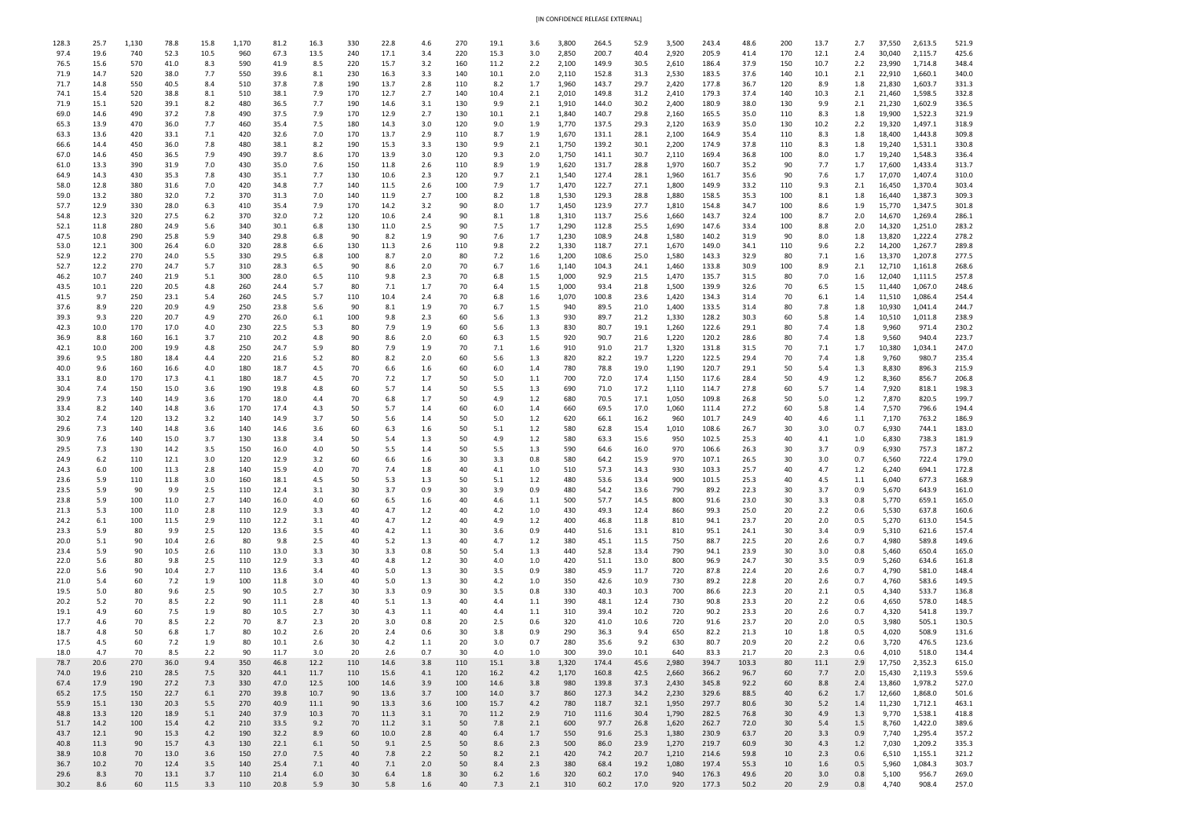[IN CONFIDENCE RELEASE EXTERNAL]

| | | | | | | | | | | | | | | | | | | | | | | | | | | | |
|---|---|---|---|---|---|---|---|---|---|---|---|---|---|---|---|---|---|---|---|---|---|---|---|---|---|---|---|
| 128.3 | 25.7 | 1,130 | 78.8 | 15.8 | 1,170 | 81.2 | 16.3 | 330 | 22.8 | 4.6 | 270 | 19.1 | 3.6 | 3,800 | 264.5 | 52.9 | 3,500 | 243.4 | 48.6 | 200 | 13.7 | 2.7 | 37,550 | 2,613.5 | 521.9 |
| 97.4 | 19.6 | 740 | 52.3 | 10.5 | 960 | 67.3 | 13.5 | 240 | 17.1 | 3.4 | 220 | 15.3 | 3.0 | 2,850 | 200.7 | 40.4 | 2,920 | 205.9 | 41.4 | 170 | 12.1 | 2.4 | 30,040 | 2,115.7 | 425.6 |
| 76.5 | 15.6 | 570 | 41.0 | 8.3 | 590 | 41.9 | 8.5 | 220 | 15.7 | 3.2 | 160 | 11.2 | 2.2 | 2,100 | 149.9 | 30.5 | 2,610 | 186.4 | 37.9 | 150 | 10.7 | 2.2 | 23,990 | 1,714.8 | 348.4 |
| 71.9 | 14.7 | 520 | 38.0 | 7.7 | 550 | 39.6 | 8.1 | 230 | 16.3 | 3.3 | 140 | 10.1 | 2.0 | 2,110 | 152.8 | 31.3 | 2,530 | 183.5 | 37.6 | 140 | 10.1 | 2.1 | 22,910 | 1,660.1 | 340.0 |
| 71.7 | 14.8 | 550 | 40.5 | 8.4 | 510 | 37.8 | 7.8 | 190 | 13.7 | 2.8 | 110 | 8.2 | 1.7 | 1,960 | 143.7 | 29.7 | 2,420 | 177.8 | 36.7 | 120 | 8.9 | 1.8 | 21,830 | 1,603.7 | 331.3 |
| 74.1 | 15.4 | 520 | 38.8 | 8.1 | 510 | 38.1 | 7.9 | 170 | 12.7 | 2.7 | 140 | 10.4 | 2.1 | 2,010 | 149.8 | 31.2 | 2,410 | 179.3 | 37.4 | 140 | 10.3 | 2.1 | 21,460 | 1,598.5 | 332.8 |
| 71.9 | 15.1 | 520 | 39.1 | 8.2 | 480 | 36.5 | 7.7 | 190 | 14.6 | 3.1 | 130 | 9.9 | 2.1 | 1,910 | 144.0 | 30.2 | 2,400 | 180.9 | 38.0 | 130 | 9.9 | 2.1 | 21,230 | 1,602.9 | 336.5 |
| 69.0 | 14.6 | 490 | 37.2 | 7.8 | 490 | 37.5 | 7.9 | 170 | 12.9 | 2.7 | 130 | 10.1 | 2.1 | 1,840 | 140.7 | 29.8 | 2,160 | 165.5 | 35.0 | 110 | 8.3 | 1.8 | 19,900 | 1,522.3 | 321.9 |
| 65.3 | 13.9 | 470 | 36.0 | 7.7 | 460 | 35.4 | 7.5 | 180 | 14.3 | 3.0 | 120 | 9.0 | 1.9 | 1,770 | 137.5 | 29.3 | 2,120 | 163.9 | 35.0 | 130 | 10.2 | 2.2 | 19,320 | 1,497.1 | 318.9 |
| 63.3 | 13.6 | 420 | 33.1 | 7.1 | 420 | 32.6 | 7.0 | 170 | 13.7 | 2.9 | 110 | 8.7 | 1.9 | 1,670 | 131.1 | 28.1 | 2,100 | 164.9 | 35.4 | 110 | 8.3 | 1.8 | 18,400 | 1,443.8 | 309.8 |
| 66.6 | 14.4 | 450 | 36.0 | 7.8 | 480 | 38.1 | 8.2 | 190 | 15.3 | 3.3 | 130 | 9.9 | 2.1 | 1,750 | 139.2 | 30.1 | 2,200 | 174.9 | 37.8 | 110 | 8.3 | 1.8 | 19,240 | 1,531.1 | 330.8 |
| 67.0 | 14.6 | 450 | 36.5 | 7.9 | 490 | 39.7 | 8.6 | 170 | 13.9 | 3.0 | 120 | 9.3 | 2.0 | 1,750 | 141.1 | 30.7 | 2,110 | 169.4 | 36.8 | 100 | 8.0 | 1.7 | 19,240 | 1,548.3 | 336.4 |
| 61.0 | 13.3 | 390 | 31.9 | 7.0 | 430 | 35.0 | 7.6 | 150 | 11.8 | 2.6 | 110 | 8.9 | 1.9 | 1,620 | 131.7 | 28.8 | 1,970 | 160.7 | 35.2 | 90 | 7.7 | 1.7 | 17,600 | 1,433.4 | 313.7 |
| 64.9 | 14.3 | 430 | 35.3 | 7.8 | 430 | 35.1 | 7.7 | 130 | 10.6 | 2.3 | 120 | 9.7 | 2.1 | 1,540 | 127.4 | 28.1 | 1,960 | 161.7 | 35.6 | 90 | 7.6 | 1.7 | 17,070 | 1,407.4 | 310.0 |
| 58.0 | 12.8 | 380 | 31.6 | 7.0 | 420 | 34.8 | 7.7 | 140 | 11.5 | 2.6 | 100 | 7.9 | 1.7 | 1,470 | 122.7 | 27.1 | 1,800 | 149.9 | 33.2 | 110 | 9.3 | 2.1 | 16,450 | 1,370.4 | 303.4 |
| 59.0 | 13.2 | 380 | 32.0 | 7.2 | 370 | 31.3 | 7.0 | 140 | 11.9 | 2.7 | 100 | 8.2 | 1.8 | 1,530 | 129.3 | 28.8 | 1,880 | 158.5 | 35.3 | 100 | 8.1 | 1.8 | 16,440 | 1,387.3 | 309.3 |
| 57.7 | 12.9 | 330 | 28.0 | 6.3 | 410 | 35.4 | 7.9 | 170 | 14.2 | 3.2 | 90 | 8.0 | 1.7 | 1,450 | 123.9 | 27.7 | 1,810 | 154.8 | 34.7 | 100 | 8.6 | 1.9 | 15,770 | 1,347.5 | 301.8 |
| 54.8 | 12.3 | 320 | 27.5 | 6.2 | 370 | 32.0 | 7.2 | 120 | 10.6 | 2.4 | 90 | 8.1 | 1.8 | 1,310 | 113.7 | 25.6 | 1,660 | 143.7 | 32.4 | 100 | 8.7 | 2.0 | 14,670 | 1,269.4 | 286.1 |
| 52.1 | 11.8 | 280 | 24.9 | 5.6 | 340 | 30.1 | 6.8 | 130 | 11.0 | 2.5 | 90 | 7.5 | 1.7 | 1,290 | 112.8 | 25.5 | 1,690 | 147.6 | 33.4 | 100 | 8.8 | 2.0 | 14,320 | 1,251.0 | 283.2 |
| 47.5 | 10.8 | 290 | 25.8 | 5.9 | 340 | 29.8 | 6.8 | 90 | 8.2 | 1.9 | 90 | 7.6 | 1.7 | 1,230 | 108.9 | 24.8 | 1,580 | 140.2 | 31.9 | 90 | 8.0 | 1.8 | 13,820 | 1,222.4 | 278.2 |
| 53.0 | 12.1 | 300 | 26.4 | 6.0 | 320 | 28.8 | 6.6 | 130 | 11.3 | 2.6 | 110 | 9.8 | 2.2 | 1,330 | 118.7 | 27.1 | 1,670 | 149.0 | 34.1 | 110 | 9.6 | 2.2 | 14,200 | 1,267.7 | 289.8 |
| 52.9 | 12.2 | 270 | 24.0 | 5.5 | 330 | 29.5 | 6.8 | 100 | 8.7 | 2.0 | 80 | 7.2 | 1.6 | 1,200 | 108.6 | 25.0 | 1,580 | 143.3 | 32.9 | 80 | 7.1 | 1.6 | 13,370 | 1,207.8 | 277.5 |
| 52.7 | 12.2 | 270 | 24.7 | 5.7 | 310 | 28.3 | 6.5 | 90 | 8.6 | 2.0 | 70 | 6.7 | 1.6 | 1,140 | 104.3 | 24.1 | 1,460 | 133.8 | 30.9 | 100 | 8.9 | 2.1 | 12,710 | 1,161.8 | 268.6 |
| 46.2 | 10.7 | 240 | 21.9 | 5.1 | 300 | 28.0 | 6.5 | 110 | 9.8 | 2.3 | 70 | 6.8 | 1.5 | 1,000 | 92.9 | 21.5 | 1,470 | 135.7 | 31.5 | 80 | 7.0 | 1.6 | 12,040 | 1,111.5 | 257.8 |
| 43.5 | 10.1 | 220 | 20.5 | 4.8 | 260 | 24.4 | 5.7 | 80 | 7.1 | 1.7 | 70 | 6.4 | 1.5 | 1,000 | 93.4 | 21.8 | 1,500 | 139.9 | 32.6 | 70 | 6.5 | 1.5 | 11,440 | 1,067.0 | 248.6 |
| 41.5 | 9.7 | 250 | 23.1 | 5.4 | 260 | 24.5 | 5.7 | 110 | 10.4 | 2.4 | 70 | 6.8 | 1.6 | 1,070 | 100.8 | 23.6 | 1,420 | 134.3 | 31.4 | 70 | 6.1 | 1.4 | 11,510 | 1,086.4 | 254.4 |
| 37.6 | 8.9 | 220 | 20.9 | 4.9 | 250 | 23.8 | 5.6 | 90 | 8.1 | 1.9 | 70 | 6.7 | 1.5 | 940 | 89.5 | 21.0 | 1,400 | 133.5 | 31.4 | 80 | 7.8 | 1.8 | 10,930 | 1,041.4 | 244.7 |
| 39.3 | 9.3 | 220 | 20.7 | 4.9 | 270 | 26.0 | 6.1 | 100 | 9.8 | 2.3 | 60 | 5.6 | 1.3 | 930 | 89.7 | 21.2 | 1,330 | 128.2 | 30.3 | 60 | 5.8 | 1.4 | 10,510 | 1,011.8 | 238.9 |
| 42.3 | 10.0 | 170 | 17.0 | 4.0 | 230 | 22.5 | 5.3 | 80 | 7.9 | 1.9 | 60 | 5.6 | 1.3 | 830 | 80.7 | 19.1 | 1,260 | 122.6 | 29.1 | 80 | 7.4 | 1.8 | 9,960 | 971.4 | 230.2 |
| 36.9 | 8.8 | 160 | 16.1 | 3.7 | 210 | 20.2 | 4.8 | 90 | 8.6 | 2.0 | 60 | 6.3 | 1.5 | 920 | 90.7 | 21.6 | 1,220 | 120.2 | 28.6 | 80 | 7.4 | 1.8 | 9,560 | 940.4 | 223.7 |
| 42.1 | 10.0 | 200 | 19.9 | 4.8 | 250 | 24.7 | 5.9 | 80 | 7.9 | 1.9 | 70 | 7.1 | 1.6 | 910 | 91.0 | 21.7 | 1,320 | 131.8 | 31.5 | 70 | 7.1 | 1.7 | 10,380 | 1,034.1 | 247.0 |
| 39.6 | 9.5 | 180 | 18.4 | 4.4 | 220 | 21.6 | 5.2 | 80 | 8.2 | 2.0 | 60 | 5.6 | 1.3 | 820 | 82.2 | 19.7 | 1,220 | 122.5 | 29.4 | 70 | 7.4 | 1.8 | 9,760 | 980.7 | 235.4 |
| 40.0 | 9.6 | 160 | 16.6 | 4.0 | 180 | 18.7 | 4.5 | 70 | 6.6 | 1.6 | 60 | 6.0 | 1.4 | 780 | 78.8 | 19.0 | 1,190 | 120.7 | 29.1 | 50 | 5.4 | 1.3 | 8,830 | 896.3 | 215.9 |
| 33.1 | 8.0 | 170 | 17.3 | 4.1 | 180 | 18.7 | 4.5 | 70 | 7.2 | 1.7 | 50 | 5.0 | 1.1 | 700 | 72.0 | 17.4 | 1,150 | 117.6 | 28.4 | 50 | 4.9 | 1.2 | 8,360 | 856.7 | 206.8 |
| 30.4 | 7.4 | 150 | 15.0 | 3.6 | 190 | 19.8 | 4.8 | 60 | 5.7 | 1.4 | 50 | 5.5 | 1.3 | 690 | 71.0 | 17.2 | 1,110 | 114.7 | 27.8 | 60 | 5.7 | 1.4 | 7,920 | 818.1 | 198.3 |
| 29.9 | 7.3 | 140 | 14.9 | 3.6 | 170 | 18.0 | 4.4 | 70 | 6.8 | 1.7 | 50 | 4.9 | 1.2 | 680 | 70.5 | 17.1 | 1,050 | 109.8 | 26.8 | 50 | 5.0 | 1.2 | 7,870 | 820.5 | 199.7 |
| 33.4 | 8.2 | 140 | 14.8 | 3.6 | 170 | 17.4 | 4.3 | 50 | 5.7 | 1.4 | 60 | 6.0 | 1.4 | 660 | 69.5 | 17.0 | 1,060 | 111.4 | 27.2 | 60 | 5.8 | 1.4 | 7,570 | 796.6 | 194.4 |
| 30.2 | 7.4 | 120 | 13.2 | 3.2 | 140 | 14.9 | 3.7 | 50 | 5.6 | 1.4 | 50 | 5.0 | 1.2 | 620 | 66.1 | 16.2 | 960 | 101.7 | 24.9 | 40 | 4.6 | 1.1 | 7,170 | 763.2 | 186.9 |
| 29.6 | 7.3 | 140 | 14.8 | 3.6 | 140 | 14.6 | 3.6 | 60 | 6.3 | 1.6 | 50 | 5.1 | 1.2 | 580 | 62.8 | 15.4 | 1,010 | 108.6 | 26.7 | 30 | 3.0 | 0.7 | 6,930 | 744.1 | 183.0 |
| 30.9 | 7.6 | 140 | 15.0 | 3.7 | 130 | 13.8 | 3.4 | 50 | 5.4 | 1.3 | 50 | 4.9 | 1.2 | 580 | 63.3 | 15.6 | 950 | 102.5 | 25.3 | 40 | 4.1 | 1.0 | 6,830 | 738.3 | 181.9 |
| 29.5 | 7.3 | 130 | 14.2 | 3.5 | 150 | 16.0 | 4.0 | 50 | 5.5 | 1.4 | 50 | 5.5 | 1.3 | 590 | 64.6 | 16.0 | 970 | 106.6 | 26.3 | 30 | 3.7 | 0.9 | 6,930 | 757.3 | 187.2 |
| 24.9 | 6.2 | 110 | 12.1 | 3.0 | 120 | 12.9 | 3.2 | 60 | 6.6 | 1.6 | 30 | 3.3 | 0.8 | 580 | 64.2 | 15.9 | 970 | 107.1 | 26.5 | 30 | 3.0 | 0.7 | 6,560 | 722.4 | 179.0 |
| 24.3 | 6.0 | 100 | 11.3 | 2.8 | 140 | 15.9 | 4.0 | 70 | 7.4 | 1.8 | 40 | 4.1 | 1.0 | 510 | 57.3 | 14.3 | 930 | 103.3 | 25.7 | 40 | 4.7 | 1.2 | 6,240 | 694.1 | 172.8 |
| 23.6 | 5.9 | 110 | 11.8 | 3.0 | 160 | 18.1 | 4.5 | 50 | 5.3 | 1.3 | 50 | 5.1 | 1.2 | 480 | 53.6 | 13.4 | 900 | 101.5 | 25.3 | 40 | 4.5 | 1.1 | 6,040 | 677.3 | 168.9 |
| 23.5 | 5.9 | 90 | 9.9 | 2.5 | 110 | 12.4 | 3.1 | 30 | 3.7 | 0.9 | 30 | 3.9 | 0.9 | 480 | 54.2 | 13.6 | 790 | 89.2 | 22.3 | 30 | 3.7 | 0.9 | 5,670 | 643.9 | 161.0 |
| 23.8 | 5.9 | 100 | 11.0 | 2.7 | 140 | 16.0 | 4.0 | 60 | 6.5 | 1.6 | 40 | 4.6 | 1.1 | 500 | 57.7 | 14.5 | 800 | 91.6 | 23.0 | 30 | 3.3 | 0.8 | 5,770 | 659.1 | 165.0 |
| 21.3 | 5.3 | 100 | 11.0 | 2.8 | 110 | 12.9 | 3.3 | 40 | 4.7 | 1.2 | 40 | 4.2 | 1.0 | 430 | 49.3 | 12.4 | 860 | 99.3 | 25.0 | 20 | 2.2 | 0.6 | 5,530 | 637.8 | 160.6 |
| 24.2 | 6.1 | 100 | 11.5 | 2.9 | 110 | 12.2 | 3.1 | 40 | 4.7 | 1.2 | 40 | 4.9 | 1.2 | 400 | 46.8 | 11.8 | 810 | 94.1 | 23.7 | 20 | 2.0 | 0.5 | 5,270 | 613.0 | 154.5 |
| 23.3 | 5.9 | 80 | 9.9 | 2.5 | 120 | 13.6 | 3.5 | 40 | 4.2 | 1.1 | 30 | 3.6 | 0.9 | 440 | 51.6 | 13.1 | 810 | 95.1 | 24.1 | 30 | 3.4 | 0.9 | 5,310 | 621.6 | 157.4 |
| 20.0 | 5.1 | 90 | 10.4 | 2.6 | 80 | 9.8 | 2.5 | 40 | 5.2 | 1.3 | 40 | 4.7 | 1.2 | 380 | 45.1 | 11.5 | 750 | 88.7 | 22.5 | 20 | 2.6 | 0.7 | 4,980 | 589.8 | 149.6 |
| 23.4 | 5.9 | 90 | 10.5 | 2.6 | 110 | 13.0 | 3.3 | 30 | 3.3 | 0.8 | 50 | 5.4 | 1.3 | 440 | 52.8 | 13.4 | 790 | 94.1 | 23.9 | 30 | 3.0 | 0.8 | 5,460 | 650.4 | 165.0 |
| 22.0 | 5.6 | 80 | 9.8 | 2.5 | 110 | 12.9 | 3.3 | 40 | 4.8 | 1.2 | 30 | 4.0 | 1.0 | 420 | 51.1 | 13.0 | 800 | 96.9 | 24.7 | 30 | 3.5 | 0.9 | 5,260 | 634.6 | 161.8 |
| 22.0 | 5.6 | 90 | 10.4 | 2.7 | 110 | 13.6 | 3.4 | 40 | 5.0 | 1.3 | 30 | 3.5 | 0.9 | 380 | 45.9 | 11.7 | 720 | 87.8 | 22.4 | 20 | 2.6 | 0.7 | 4,790 | 581.0 | 148.4 |
| 21.0 | 5.4 | 60 | 7.2 | 1.9 | 100 | 11.8 | 3.0 | 40 | 5.0 | 1.3 | 30 | 4.2 | 1.0 | 350 | 42.6 | 10.9 | 730 | 89.2 | 22.8 | 20 | 2.6 | 0.7 | 4,760 | 583.6 | 149.5 |
| 19.5 | 5.0 | 80 | 9.6 | 2.5 | 90 | 10.5 | 2.7 | 30 | 3.3 | 0.9 | 30 | 3.5 | 0.8 | 330 | 40.3 | 10.3 | 700 | 86.6 | 22.3 | 20 | 2.1 | 0.5 | 4,340 | 533.7 | 136.8 |
| 20.2 | 5.2 | 70 | 8.5 | 2.2 | 90 | 11.1 | 2.8 | 40 | 5.1 | 1.3 | 40 | 4.4 | 1.1 | 390 | 48.1 | 12.4 | 730 | 90.8 | 23.3 | 20 | 2.2 | 0.6 | 4,650 | 578.0 | 148.5 |
| 19.1 | 4.9 | 60 | 7.5 | 1.9 | 80 | 10.5 | 2.7 | 30 | 4.3 | 1.1 | 40 | 4.4 | 1.1 | 310 | 39.4 | 10.2 | 720 | 90.2 | 23.3 | 20 | 2.6 | 0.7 | 4,320 | 541.8 | 139.7 |
| 17.7 | 4.6 | 70 | 8.5 | 2.2 | 70 | 8.7 | 2.3 | 20 | 3.0 | 0.8 | 20 | 2.5 | 0.6 | 320 | 41.0 | 10.6 | 720 | 91.6 | 23.7 | 20 | 2.0 | 0.5 | 3,980 | 505.1 | 130.5 |
| 18.7 | 4.8 | 50 | 6.8 | 1.7 | 80 | 10.2 | 2.6 | 20 | 2.4 | 0.6 | 30 | 3.8 | 0.9 | 290 | 36.3 | 9.4 | 650 | 82.2 | 21.3 | 10 | 1.8 | 0.5 | 4,020 | 508.9 | 131.6 |
| 17.5 | 4.5 | 60 | 7.2 | 1.9 | 80 | 10.1 | 2.6 | 30 | 4.2 | 1.1 | 20 | 3.0 | 0.7 | 280 | 35.6 | 9.2 | 630 | 80.7 | 20.9 | 20 | 2.2 | 0.6 | 3,720 | 476.5 | 123.6 |
| 18.0 | 4.7 | 70 | 8.5 | 2.2 | 90 | 11.7 | 3.0 | 20 | 2.6 | 0.7 | 30 | 4.0 | 1.0 | 300 | 39.0 | 10.1 | 640 | 83.3 | 21.7 | 20 | 2.3 | 0.6 | 4,010 | 518.0 | 134.4 |
| 78.7 | 20.6 | 270 | 36.0 | 9.4 | 350 | 46.8 | 12.2 | 110 | 14.6 | 3.8 | 110 | 15.1 | 3.8 | 1,320 | 174.4 | 45.6 | 2,980 | 394.7 | 103.3 | 80 | 11.1 | 2.9 | 17,750 | 2,352.3 | 615.0 |
| 74.0 | 19.6 | 210 | 28.5 | 7.5 | 320 | 44.1 | 11.7 | 110 | 15.6 | 4.1 | 120 | 16.2 | 4.2 | 1,170 | 160.8 | 42.5 | 2,660 | 366.2 | 96.7 | 60 | 7.7 | 2.0 | 15,430 | 2,119.3 | 559.6 |
| 67.4 | 17.9 | 190 | 27.2 | 7.3 | 330 | 47.0 | 12.5 | 100 | 14.6 | 3.9 | 100 | 14.6 | 3.8 | 980 | 139.8 | 37.3 | 2,430 | 345.8 | 92.2 | 60 | 8.8 | 2.4 | 13,860 | 1,978.2 | 527.0 |
| 65.2 | 17.5 | 150 | 22.7 | 6.1 | 270 | 39.8 | 10.7 | 90 | 13.6 | 3.7 | 100 | 14.0 | 3.7 | 860 | 127.3 | 34.2 | 2,230 | 329.6 | 88.5 | 40 | 6.2 | 1.7 | 12,660 | 1,868.0 | 501.6 |
| 55.9 | 15.1 | 130 | 20.3 | 5.5 | 270 | 40.9 | 11.1 | 90 | 13.3 | 3.6 | 100 | 15.7 | 4.2 | 780 | 118.7 | 32.1 | 1,950 | 297.7 | 80.6 | 30 | 5.2 | 1.4 | 11,230 | 1,712.1 | 463.1 |
| 48.8 | 13.3 | 120 | 18.9 | 5.1 | 240 | 37.9 | 10.3 | 70 | 11.3 | 3.1 | 70 | 11.2 | 2.9 | 710 | 111.6 | 30.4 | 1,790 | 282.5 | 76.8 | 30 | 4.9 | 1.3 | 9,770 | 1,538.1 | 418.8 |
| 51.7 | 14.2 | 100 | 15.4 | 4.2 | 210 | 33.5 | 9.2 | 70 | 11.2 | 3.1 | 50 | 7.8 | 2.1 | 600 | 97.7 | 26.8 | 1,620 | 262.7 | 72.0 | 30 | 5.4 | 1.5 | 8,760 | 1,422.0 | 389.6 |
| 43.7 | 12.1 | 90 | 15.3 | 4.2 | 190 | 32.2 | 8.9 | 60 | 10.0 | 2.8 | 40 | 6.4 | 1.7 | 550 | 91.6 | 25.3 | 1,380 | 230.9 | 63.7 | 20 | 3.3 | 0.9 | 7,740 | 1,295.4 | 357.2 |
| 40.8 | 11.3 | 90 | 15.7 | 4.3 | 130 | 22.1 | 6.1 | 50 | 9.1 | 2.5 | 50 | 8.6 | 2.3 | 500 | 86.0 | 23.9 | 1,270 | 219.7 | 60.9 | 30 | 4.3 | 1.2 | 7,030 | 1,209.2 | 335.3 |
| 38.9 | 10.8 | 70 | 13.0 | 3.6 | 150 | 27.0 | 7.5 | 40 | 7.8 | 2.2 | 50 | 8.2 | 2.1 | 420 | 74.2 | 20.7 | 1,210 | 214.6 | 59.8 | 10 | 2.3 | 0.6 | 6,510 | 1,155.1 | 321.2 |
| 36.7 | 10.2 | 70 | 12.4 | 3.5 | 140 | 25.4 | 7.1 | 40 | 7.1 | 2.0 | 50 | 8.4 | 2.3 | 380 | 68.4 | 19.2 | 1,080 | 197.4 | 55.3 | 10 | 1.6 | 0.5 | 5,960 | 1,084.3 | 303.7 |
| 29.6 | 8.3 | 70 | 13.1 | 3.7 | 110 | 21.4 | 6.0 | 30 | 6.4 | 1.8 | 30 | 6.2 | 1.6 | 320 | 60.2 | 17.0 | 940 | 176.3 | 49.6 | 20 | 3.0 | 0.8 | 5,100 | 956.7 | 269.0 |
| 30.2 | 8.6 | 60 | 11.5 | 3.3 | 110 | 20.8 | 5.9 | 30 | 5.8 | 1.6 | 40 | 7.3 | 2.1 | 310 | 60.2 | 17.0 | 920 | 177.3 | 50.2 | 20 | 2.9 | 0.8 | 4,740 | 908.4 | 257.0 |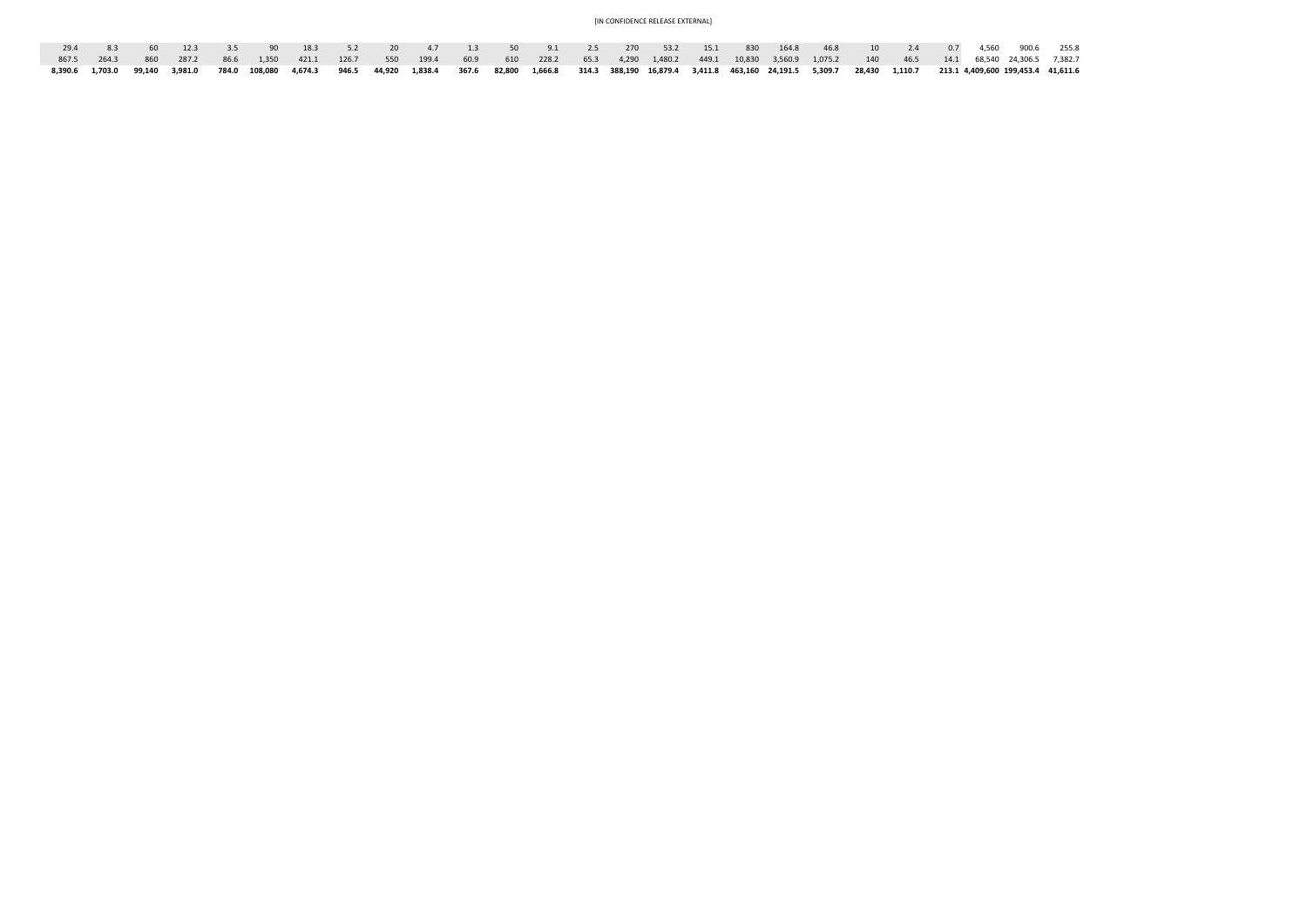| | | | | | | | | | | | | | | | | | | | | | | | | | |
|---|---|---|---|---|---|---|---|---|---|---|---|---|---|---|---|---|---|---|---|---|---|---|---|---|---|
| 29.4 | 8.3 | 60 | 12.3 | 3.5 | 90 | 18.3 | 5.2 | 20 | 4.7 | 1.3 | 50 | 9.1 | 2.5 | 270 | 53.2 | 15.1 | 830 | 164.8 | 46.8 | 10 | 2.4 | 0.7 | 4,560 | 900.6 | 255.8 |
| 867.5 | 264.3 | 860 | 287.2 | 86.6 | 1,350 | 421.1 | 126.7 | 550 | 199.4 | 60.9 | 610 | 228.2 | 65.3 | 4,290 | 1,480.2 | 449.1 | 10,830 | 3,560.9 | 1,075.2 | 140 | 46.5 | 14.1 | 68,540 | 24,306.5 | 7,382.7 |
| **8,390.6** | **1,703.0** | **99,140** | **3,981.0** | **784.0** | **108,080** | **4,674.3** | **946.5** | **44,920** | **1,838.4** | **367.6** | **82,800** | **1,666.8** | **314.3** | **388,190** | **16,879.4** | **3,411.8** | **463,160** | **24,191.5** | **5,309.7** | **28,430** | **1,110.7** | **213.1** | **4,409,600** | **199,453.4** | **41,611.6** |